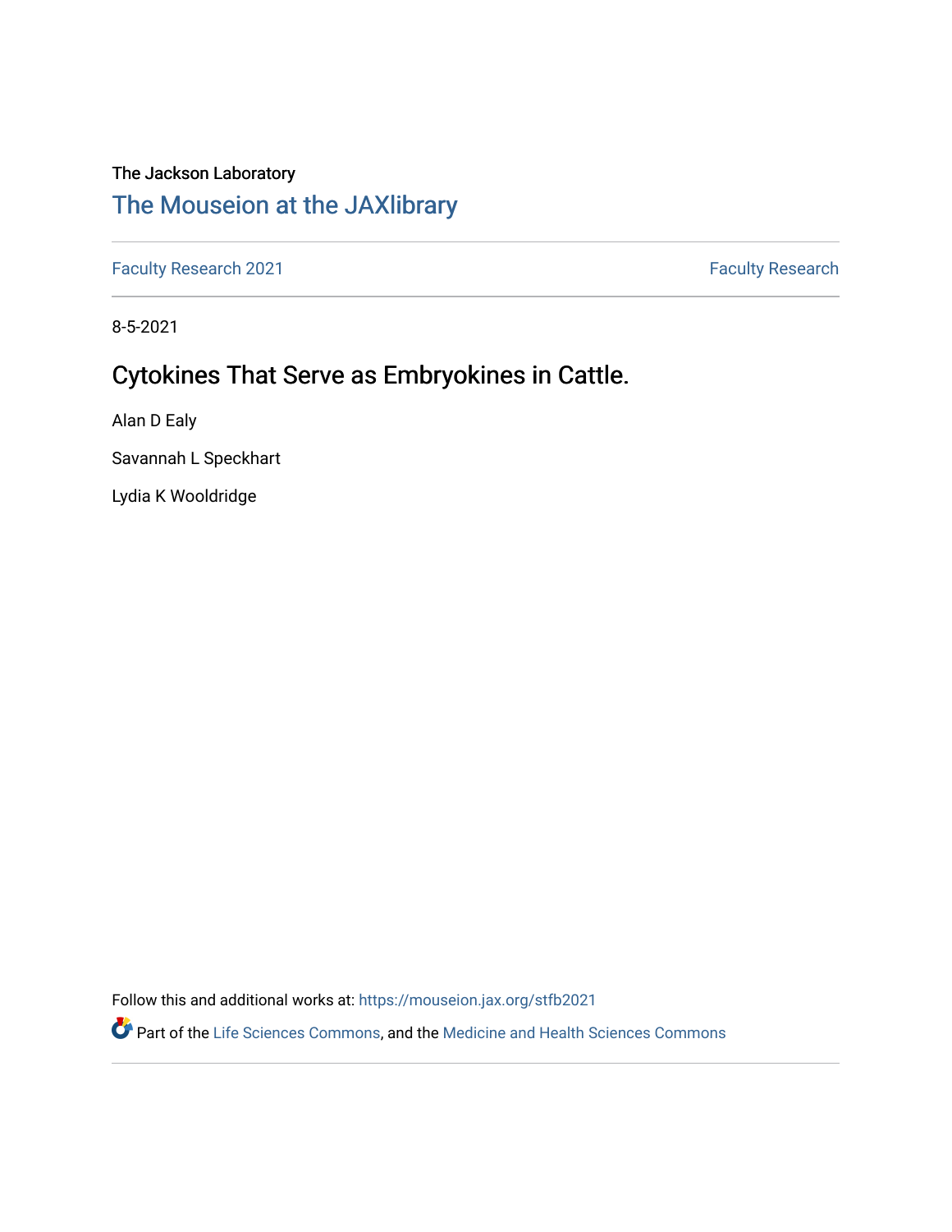The Jackson Laboratory

## The Mouseion at the JAXlibrary

Faculty Research 2021 | Faculty Research

8-5-2021

# Cytokines That Serve as Embryokines in Cattle.

Alan D Ealy

Savannah L Speckhart

Lydia K Wooldridge

Follow this and additional works at: https://mouseion.jax.org/stfb2021

Part of the Life Sciences Commons, and the Medicine and Health Sciences Commons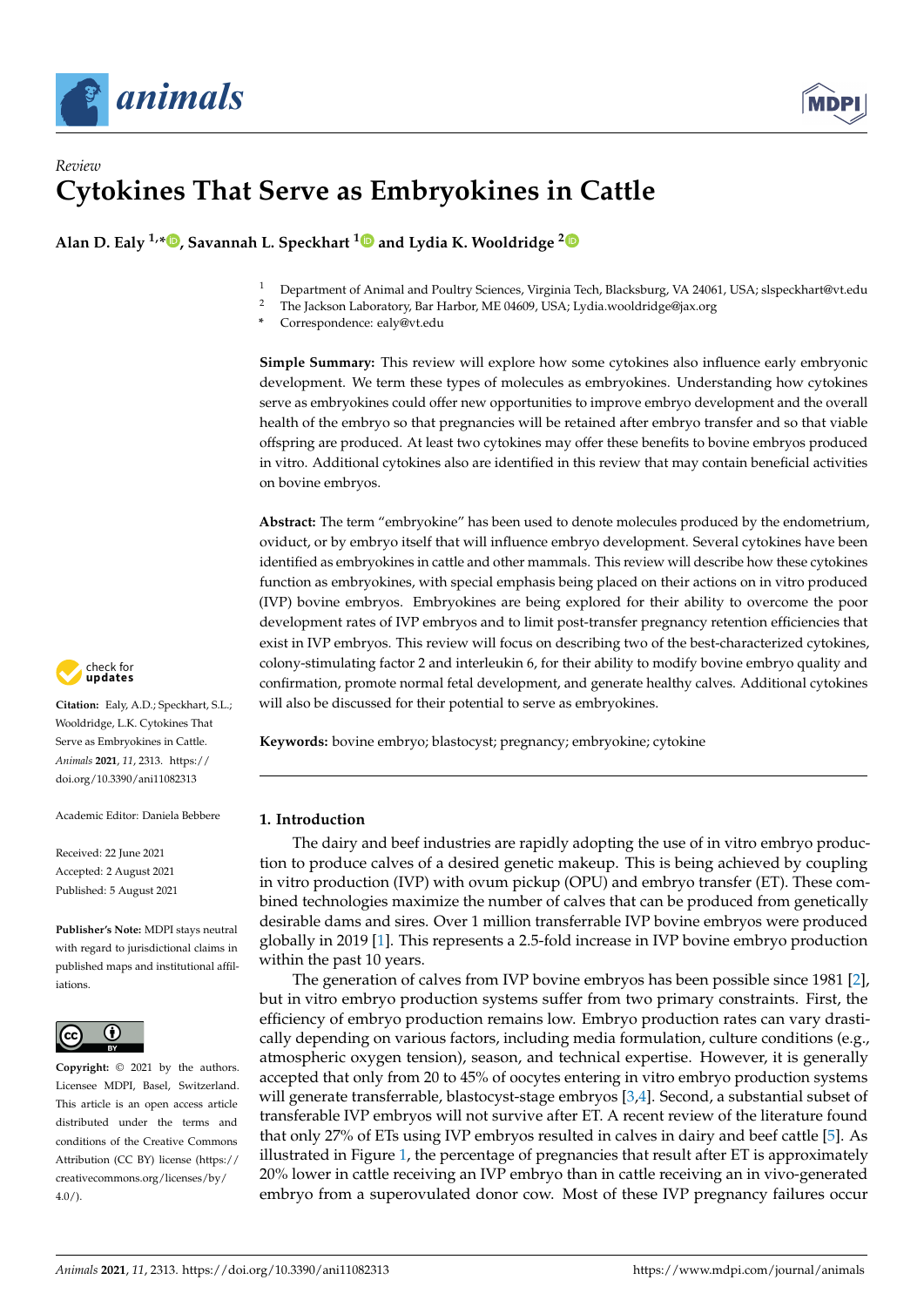Review

# Cytokines That Serve as Embryokines in Cattle

**Alan D. Ealy [1,*], Savannah L. Speckhart [1] and Lydia K. Wooldridge [2]**

[1] Department of Animal and Poultry Sciences, Virginia Tech, Blacksburg, VA 24061, USA; slspeckhart@vt.edu
[2] The Jackson Laboratory, Bar Harbor, ME 04609, USA; Lydia.wooldridge@jax.org
* Correspondence: ealy@vt.edu

**Simple Summary:** This review will explore how some cytokines also influence early embryonic development. We term these types of molecules as embryokines. Understanding how cytokines serve as embryokines could offer new opportunities to improve embryo development and the overall health of the embryo so that pregnancies will be retained after embryo transfer and so that viable offspring are produced. At least two cytokines may offer these benefits to bovine embryos produced in vitro. Additional cytokines also are identified in this review that may contain beneficial activities on bovine embryos.

**Abstract:** The term "embryokine" has been used to denote molecules produced by the endometrium, oviduct, or by embryo itself that will influence embryo development. Several cytokines have been identified as embryokines in cattle and other mammals. This review will describe how these cytokines function as embryokines, with special emphasis being placed on their actions on in vitro produced (IVP) bovine embryos. Embryokines are being explored for their ability to overcome the poor development rates of IVP embryos and to limit post-transfer pregnancy retention efficiencies that exist in IVP embryos. This review will focus on describing two of the best-characterized cytokines, colony-stimulating factor 2 and interleukin 6, for their ability to modify bovine embryo quality and confirmation, promote normal fetal development, and generate healthy calves. Additional cytokines will also be discussed for their potential to serve as embryokines.

**Keywords:** bovine embryo; blastocyst; pregnancy; embryokine; cytokine

**Citation:** Ealy, A.D.; Speckhart, S.L.; Wooldridge, L.K. Cytokines That Serve as Embryokines in Cattle. *Animals* **2021**, *11*, 2313. https://doi.org/10.3390/ani11082313

Academic Editor: Daniela Bebbere

Received: 22 June 2021
Accepted: 2 August 2021
Published: 5 August 2021

**Publisher's Note:** MDPI stays neutral with regard to jurisdictional claims in published maps and institutional affiliations.

**Copyright:** © 2021 by the authors. Licensee MDPI, Basel, Switzerland. This article is an open access article distributed under the terms and conditions of the Creative Commons Attribution (CC BY) license (https://creativecommons.org/licenses/by/4.0/).

## 1. Introduction

The dairy and beef industries are rapidly adopting the use of in vitro embryo production to produce calves of a desired genetic makeup. This is being achieved by coupling in vitro production (IVP) with ovum pickup (OPU) and embryo transfer (ET). These combined technologies maximize the number of calves that can be produced from genetically desirable dams and sires. Over 1 million transferrable IVP bovine embryos were produced globally in 2019 [1]. This represents a 2.5-fold increase in IVP bovine embryo production within the past 10 years.

The generation of calves from IVP bovine embryos has been possible since 1981 [2], but in vitro embryo production systems suffer from two primary constraints. First, the efficiency of embryo production remains low. Embryo production rates can vary drastically depending on various factors, including media formulation, culture conditions (e.g., atmospheric oxygen tension), season, and technical expertise. However, it is generally accepted that only from 20 to 45% of oocytes entering in vitro embryo production systems will generate transferrable, blastocyst-stage embryos [3,4]. Second, a substantial subset of transferable IVP embryos will not survive after ET. A recent review of the literature found that only 27% of ETs using IVP embryos resulted in calves in dairy and beef cattle [5]. As illustrated in Figure 1, the percentage of pregnancies that result after ET is approximately 20% lower in cattle receiving an IVP embryo than in cattle receiving an in vivo-generated embryo from a superovulated donor cow. Most of these IVP pregnancy failures occur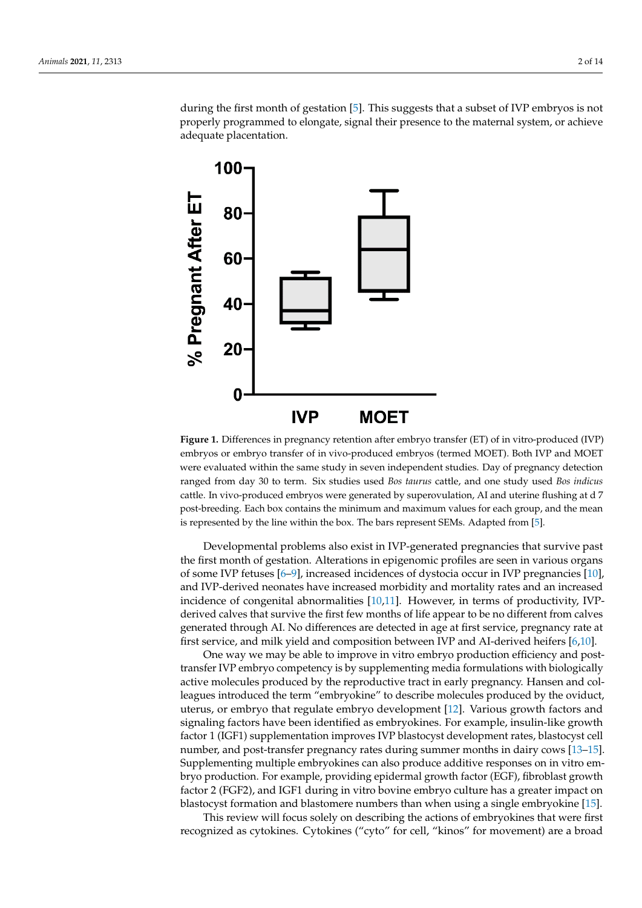during the first month of gestation [5]. This suggests that a subset of IVP embryos is not properly programmed to elongate, signal their presence to the maternal system, or achieve adequate placentation.

**Figure 1.** Differences in pregnancy retention after embryo transfer (ET) of in vitro-produced (IVP) embryos or embryo transfer of in vivo-produced embryos (termed MOET). Both IVP and MOET were evaluated within the same study in seven independent studies. Day of pregnancy detection ranged from day 30 to term. Six studies used *Bos taurus* cattle, and one study used *Bos indicus* cattle. In vivo-produced embryos were generated by superovulation, AI and uterine flushing at d 7 post-breeding. Each box contains the minimum and maximum values for each group, and the mean is represented by the line within the box. The bars represent SEMs. Adapted from [5].

Developmental problems also exist in IVP-generated pregnancies that survive past the first month of gestation. Alterations in epigenomic profiles are seen in various organs of some IVP fetuses [6–9], increased incidences of dystocia occur in IVP pregnancies [10], and IVP-derived neonates have increased morbidity and mortality rates and an increased incidence of congenital abnormalities [10,11]. However, in terms of productivity, IVP-derived calves that survive the first few months of life appear to be no different from calves generated through AI. No differences are detected in age at first service, pregnancy rate at first service, and milk yield and composition between IVP and AI-derived heifers [6,10].

One way we may be able to improve in vitro embryo production efficiency and post-transfer IVP embryo competency is by supplementing media formulations with biologically active molecules produced by the reproductive tract in early pregnancy. Hansen and colleagues introduced the term "embryokine" to describe molecules produced by the oviduct, uterus, or embryo that regulate embryo development [12]. Various growth factors and signaling factors have been identified as embryokines. For example, insulin-like growth factor 1 (IGF1) supplementation improves IVP blastocyst development rates, blastocyst cell number, and post-transfer pregnancy rates during summer months in dairy cows [13–15]. Supplementing multiple embryokines can also produce additive responses on in vitro embryo production. For example, providing epidermal growth factor (EGF), fibroblast growth factor 2 (FGF2), and IGF1 during in vitro bovine embryo culture has a greater impact on blastocyst formation and blastomere numbers than when using a single embryokine [15].

This review will focus solely on describing the actions of embryokines that were first recognized as cytokines. Cytokines ("cyto" for cell, "kinos" for movement) are a broad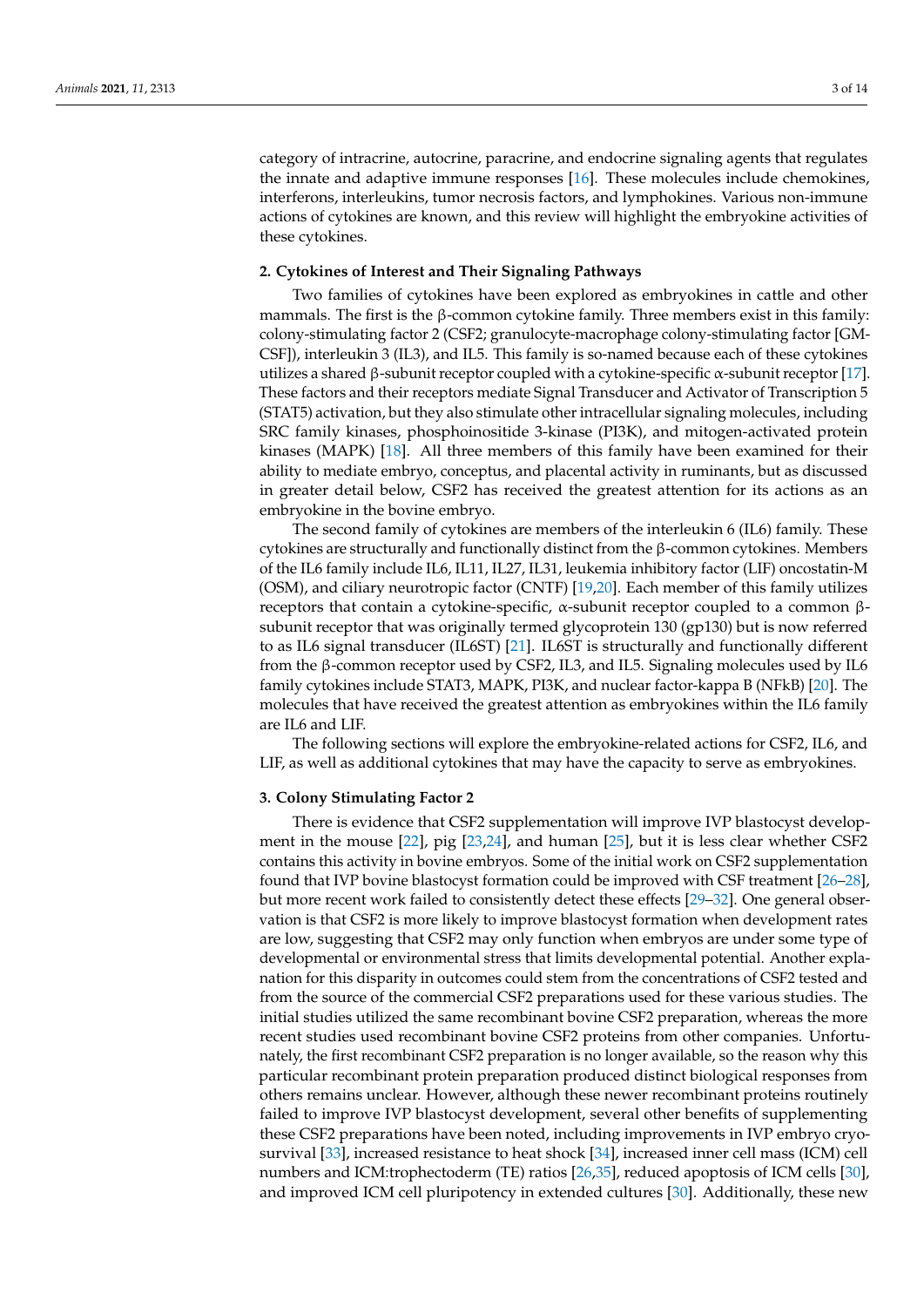category of intracrine, autocrine, paracrine, and endocrine signaling agents that regulates the innate and adaptive immune responses [16]. These molecules include chemokines, interferons, interleukins, tumor necrosis factors, and lymphokines. Various non-immune actions of cytokines are known, and this review will highlight the embryokine activities of these cytokines.

## 2. Cytokines of Interest and Their Signaling Pathways

Two families of cytokines have been explored as embryokines in cattle and other mammals. The first is the β-common cytokine family. Three members exist in this family: colony-stimulating factor 2 (CSF2; granulocyte-macrophage colony-stimulating factor [GM-CSF]), interleukin 3 (IL3), and IL5. This family is so-named because each of these cytokines utilizes a shared β-subunit receptor coupled with a cytokine-specific α-subunit receptor [17]. These factors and their receptors mediate Signal Transducer and Activator of Transcription 5 (STAT5) activation, but they also stimulate other intracellular signaling molecules, including SRC family kinases, phosphoinositide 3-kinase (PI3K), and mitogen-activated protein kinases (MAPK) [18]. All three members of this family have been examined for their ability to mediate embryo, conceptus, and placental activity in ruminants, but as discussed in greater detail below, CSF2 has received the greatest attention for its actions as an embryokine in the bovine embryo.

The second family of cytokines are members of the interleukin 6 (IL6) family. These cytokines are structurally and functionally distinct from the β-common cytokines. Members of the IL6 family include IL6, IL11, IL27, IL31, leukemia inhibitory factor (LIF) oncostatin-M (OSM), and ciliary neurotropic factor (CNTF) [19,20]. Each member of this family utilizes receptors that contain a cytokine-specific, α-subunit receptor coupled to a common β-subunit receptor that was originally termed glycoprotein 130 (gp130) but is now referred to as IL6 signal transducer (IL6ST) [21]. IL6ST is structurally and functionally different from the β-common receptor used by CSF2, IL3, and IL5. Signaling molecules used by IL6 family cytokines include STAT3, MAPK, PI3K, and nuclear factor-kappa B (NFkB) [20]. The molecules that have received the greatest attention as embryokines within the IL6 family are IL6 and LIF.

The following sections will explore the embryokine-related actions for CSF2, IL6, and LIF, as well as additional cytokines that may have the capacity to serve as embryokines.

## 3. Colony Stimulating Factor 2

There is evidence that CSF2 supplementation will improve IVP blastocyst development in the mouse [22], pig [23,24], and human [25], but it is less clear whether CSF2 contains this activity in bovine embryos. Some of the initial work on CSF2 supplementation found that IVP bovine blastocyst formation could be improved with CSF treatment [26–28], but more recent work failed to consistently detect these effects [29–32]. One general observation is that CSF2 is more likely to improve blastocyst formation when development rates are low, suggesting that CSF2 may only function when embryos are under some type of developmental or environmental stress that limits developmental potential. Another explanation for this disparity in outcomes could stem from the concentrations of CSF2 tested and from the source of the commercial CSF2 preparations used for these various studies. The initial studies utilized the same recombinant bovine CSF2 preparation, whereas the more recent studies used recombinant bovine CSF2 proteins from other companies. Unfortunately, the first recombinant CSF2 preparation is no longer available, so the reason why this particular recombinant protein preparation produced distinct biological responses from others remains unclear. However, although these newer recombinant proteins routinely failed to improve IVP blastocyst development, several other benefits of supplementing these CSF2 preparations have been noted, including improvements in IVP embryo cryo-survival [33], increased resistance to heat shock [34], increased inner cell mass (ICM) cell numbers and ICM:trophectoderm (TE) ratios [26,35], reduced apoptosis of ICM cells [30], and improved ICM cell pluripotency in extended cultures [30]. Additionally, these new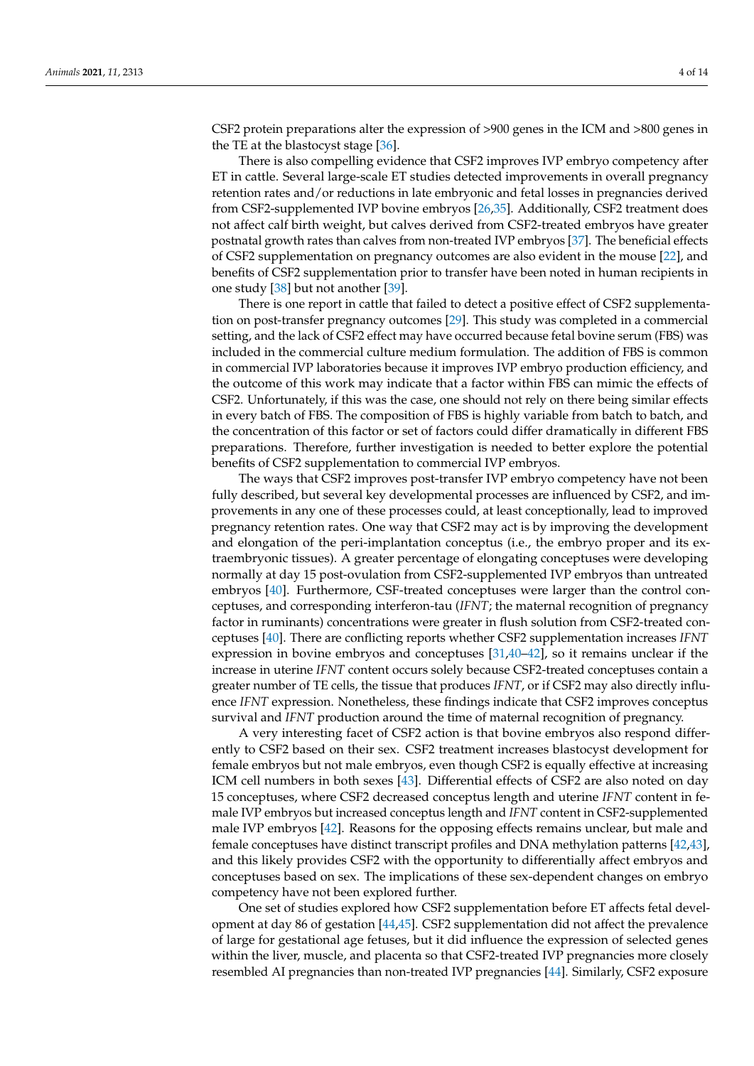CSF2 protein preparations alter the expression of >900 genes in the ICM and >800 genes in the TE at the blastocyst stage [36].

There is also compelling evidence that CSF2 improves IVP embryo competency after ET in cattle. Several large-scale ET studies detected improvements in overall pregnancy retention rates and/or reductions in late embryonic and fetal losses in pregnancies derived from CSF2-supplemented IVP bovine embryos [26,35]. Additionally, CSF2 treatment does not affect calf birth weight, but calves derived from CSF2-treated embryos have greater postnatal growth rates than calves from non-treated IVP embryos [37]. The beneficial effects of CSF2 supplementation on pregnancy outcomes are also evident in the mouse [22], and benefits of CSF2 supplementation prior to transfer have been noted in human recipients in one study [38] but not another [39].

There is one report in cattle that failed to detect a positive effect of CSF2 supplementation on post-transfer pregnancy outcomes [29]. This study was completed in a commercial setting, and the lack of CSF2 effect may have occurred because fetal bovine serum (FBS) was included in the commercial culture medium formulation. The addition of FBS is common in commercial IVP laboratories because it improves IVP embryo production efficiency, and the outcome of this work may indicate that a factor within FBS can mimic the effects of CSF2. Unfortunately, if this was the case, one should not rely on there being similar effects in every batch of FBS. The composition of FBS is highly variable from batch to batch, and the concentration of this factor or set of factors could differ dramatically in different FBS preparations. Therefore, further investigation is needed to better explore the potential benefits of CSF2 supplementation to commercial IVP embryos.

The ways that CSF2 improves post-transfer IVP embryo competency have not been fully described, but several key developmental processes are influenced by CSF2, and improvements in any one of these processes could, at least conceptionally, lead to improved pregnancy retention rates. One way that CSF2 may act is by improving the development and elongation of the peri-implantation conceptus (i.e., the embryo proper and its extraembryonic tissues). A greater percentage of elongating conceptuses were developing normally at day 15 post-ovulation from CSF2-supplemented IVP embryos than untreated embryos [40]. Furthermore, CSF-treated conceptuses were larger than the control conceptuses, and corresponding interferon-tau (*IFNT*; the maternal recognition of pregnancy factor in ruminants) concentrations were greater in flush solution from CSF2-treated conceptuses [40]. There are conflicting reports whether CSF2 supplementation increases *IFNT* expression in bovine embryos and conceptuses [31,40–42], so it remains unclear if the increase in uterine *IFNT* content occurs solely because CSF2-treated conceptuses contain a greater number of TE cells, the tissue that produces *IFNT*, or if CSF2 may also directly influence *IFNT* expression. Nonetheless, these findings indicate that CSF2 improves conceptus survival and *IFNT* production around the time of maternal recognition of pregnancy.

A very interesting facet of CSF2 action is that bovine embryos also respond differently to CSF2 based on their sex. CSF2 treatment increases blastocyst development for female embryos but not male embryos, even though CSF2 is equally effective at increasing ICM cell numbers in both sexes [43]. Differential effects of CSF2 are also noted on day 15 conceptuses, where CSF2 decreased conceptus length and uterine *IFNT* content in female IVP embryos but increased conceptus length and *IFNT* content in CSF2-supplemented male IVP embryos [42]. Reasons for the opposing effects remains unclear, but male and female conceptuses have distinct transcript profiles and DNA methylation patterns [42,43], and this likely provides CSF2 with the opportunity to differentially affect embryos and conceptuses based on sex. The implications of these sex-dependent changes on embryo competency have not been explored further.

One set of studies explored how CSF2 supplementation before ET affects fetal development at day 86 of gestation [44,45]. CSF2 supplementation did not affect the prevalence of large for gestational age fetuses, but it did influence the expression of selected genes within the liver, muscle, and placenta so that CSF2-treated IVP pregnancies more closely resembled AI pregnancies than non-treated IVP pregnancies [44]. Similarly, CSF2 exposure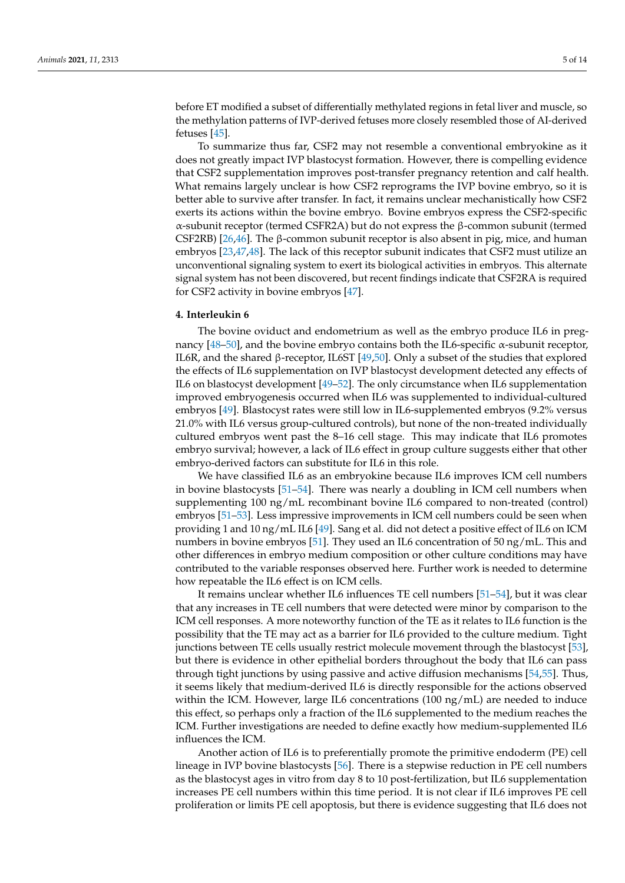before ET modified a subset of differentially methylated regions in fetal liver and muscle, so the methylation patterns of IVP-derived fetuses more closely resembled those of AI-derived fetuses [45].

To summarize thus far, CSF2 may not resemble a conventional embryokine as it does not greatly impact IVP blastocyst formation. However, there is compelling evidence that CSF2 supplementation improves post-transfer pregnancy retention and calf health. What remains largely unclear is how CSF2 reprograms the IVP bovine embryo, so it is better able to survive after transfer. In fact, it remains unclear mechanistically how CSF2 exerts its actions within the bovine embryo. Bovine embryos express the CSF2-specific α-subunit receptor (termed CSFR2A) but do not express the β-common subunit (termed CSF2RB) [26,46]. The β-common subunit receptor is also absent in pig, mice, and human embryos [23,47,48]. The lack of this receptor subunit indicates that CSF2 must utilize an unconventional signaling system to exert its biological activities in embryos. This alternate signal system has not been discovered, but recent findings indicate that CSF2RA is required for CSF2 activity in bovine embryos [47].

## 4. Interleukin 6

The bovine oviduct and endometrium as well as the embryo produce IL6 in pregnancy [48–50], and the bovine embryo contains both the IL6-specific α-subunit receptor, IL6R, and the shared β-receptor, IL6ST [49,50]. Only a subset of the studies that explored the effects of IL6 supplementation on IVP blastocyst development detected any effects of IL6 on blastocyst development [49–52]. The only circumstance when IL6 supplementation improved embryogenesis occurred when IL6 was supplemented to individual-cultured embryos [49]. Blastocyst rates were still low in IL6-supplemented embryos (9.2% versus 21.0% with IL6 versus group-cultured controls), but none of the non-treated individually cultured embryos went past the 8–16 cell stage. This may indicate that IL6 promotes embryo survival; however, a lack of IL6 effect in group culture suggests either that other embryo-derived factors can substitute for IL6 in this role.

We have classified IL6 as an embryokine because IL6 improves ICM cell numbers in bovine blastocysts [51–54]. There was nearly a doubling in ICM cell numbers when supplementing 100 ng/mL recombinant bovine IL6 compared to non-treated (control) embryos [51–53]. Less impressive improvements in ICM cell numbers could be seen when providing 1 and 10 ng/mL IL6 [49]. Sang et al. did not detect a positive effect of IL6 on ICM numbers in bovine embryos [51]. They used an IL6 concentration of 50 ng/mL. This and other differences in embryo medium composition or other culture conditions may have contributed to the variable responses observed here. Further work is needed to determine how repeatable the IL6 effect is on ICM cells.

It remains unclear whether IL6 influences TE cell numbers [51–54], but it was clear that any increases in TE cell numbers that were detected were minor by comparison to the ICM cell responses. A more noteworthy function of the TE as it relates to IL6 function is the possibility that the TE may act as a barrier for IL6 provided to the culture medium. Tight junctions between TE cells usually restrict molecule movement through the blastocyst [53], but there is evidence in other epithelial borders throughout the body that IL6 can pass through tight junctions by using passive and active diffusion mechanisms [54,55]. Thus, it seems likely that medium-derived IL6 is directly responsible for the actions observed within the ICM. However, large IL6 concentrations (100 ng/mL) are needed to induce this effect, so perhaps only a fraction of the IL6 supplemented to the medium reaches the ICM. Further investigations are needed to define exactly how medium-supplemented IL6 influences the ICM.

Another action of IL6 is to preferentially promote the primitive endoderm (PE) cell lineage in IVP bovine blastocysts [56]. There is a stepwise reduction in PE cell numbers as the blastocyst ages in vitro from day 8 to 10 post-fertilization, but IL6 supplementation increases PE cell numbers within this time period. It is not clear if IL6 improves PE cell proliferation or limits PE cell apoptosis, but there is evidence suggesting that IL6 does not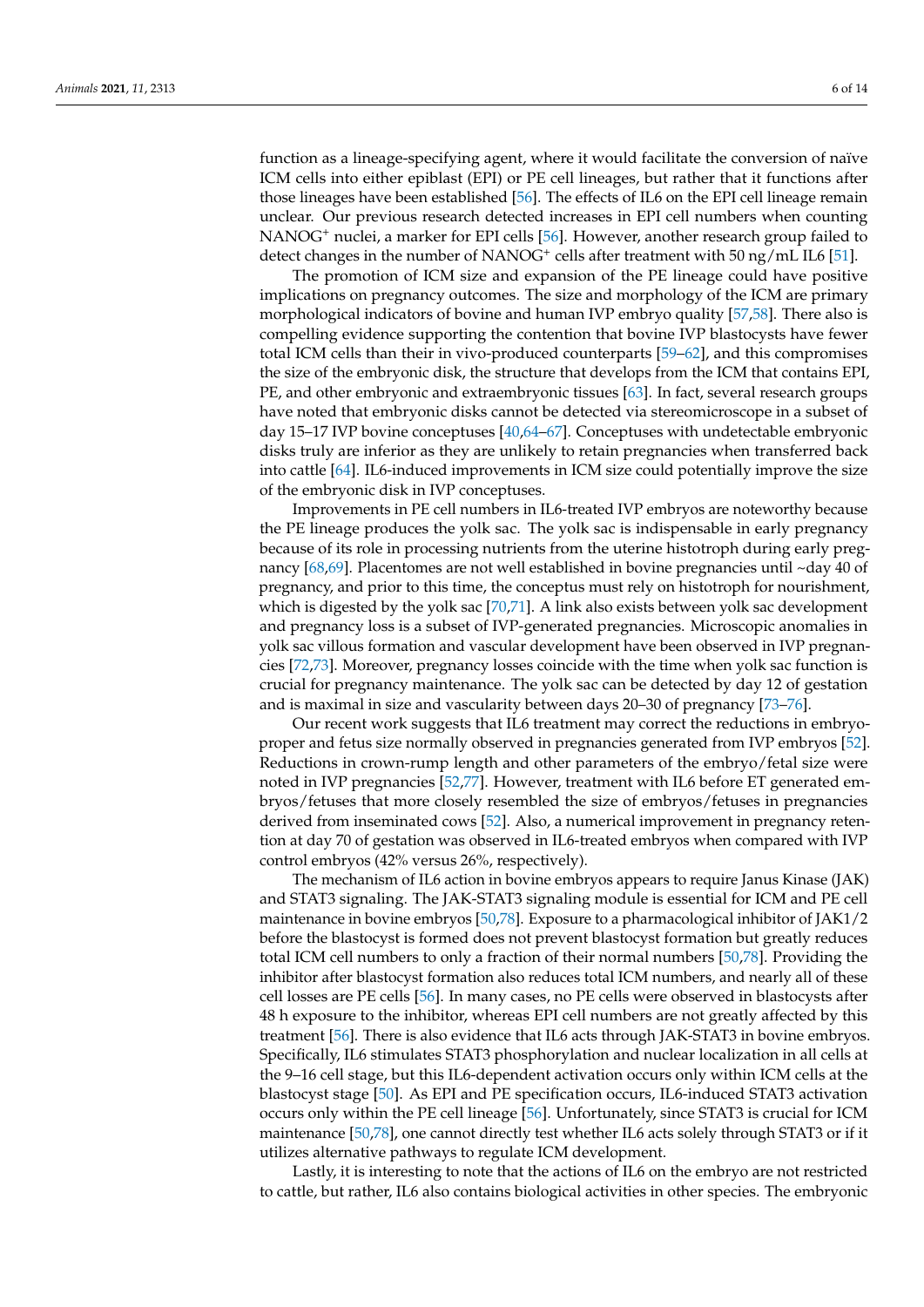function as a lineage-specifying agent, where it would facilitate the conversion of naïve ICM cells into either epiblast (EPI) or PE cell lineages, but rather that it functions after those lineages have been established [56]. The effects of IL6 on the EPI cell lineage remain unclear. Our previous research detected increases in EPI cell numbers when counting NANOG+ nuclei, a marker for EPI cells [56]. However, another research group failed to detect changes in the number of NANOG+ cells after treatment with 50 ng/mL IL6 [51].

The promotion of ICM size and expansion of the PE lineage could have positive implications on pregnancy outcomes. The size and morphology of the ICM are primary morphological indicators of bovine and human IVP embryo quality [57,58]. There also is compelling evidence supporting the contention that bovine IVP blastocysts have fewer total ICM cells than their in vivo-produced counterparts [59–62], and this compromises the size of the embryonic disk, the structure that develops from the ICM that contains EPI, PE, and other embryonic and extraembryonic tissues [63]. In fact, several research groups have noted that embryonic disks cannot be detected via stereomicroscope in a subset of day 15–17 IVP bovine conceptuses [40,64–67]. Conceptuses with undetectable embryonic disks truly are inferior as they are unlikely to retain pregnancies when transferred back into cattle [64]. IL6-induced improvements in ICM size could potentially improve the size of the embryonic disk in IVP conceptuses.

Improvements in PE cell numbers in IL6-treated IVP embryos are noteworthy because the PE lineage produces the yolk sac. The yolk sac is indispensable in early pregnancy because of its role in processing nutrients from the uterine histotroph during early pregnancy [68,69]. Placentomes are not well established in bovine pregnancies until ~day 40 of pregnancy, and prior to this time, the conceptus must rely on histotroph for nourishment, which is digested by the yolk sac [70,71]. A link also exists between yolk sac development and pregnancy loss is a subset of IVP-generated pregnancies. Microscopic anomalies in yolk sac villous formation and vascular development have been observed in IVP pregnancies [72,73]. Moreover, pregnancy losses coincide with the time when yolk sac function is crucial for pregnancy maintenance. The yolk sac can be detected by day 12 of gestation and is maximal in size and vascularity between days 20–30 of pregnancy [73–76].

Our recent work suggests that IL6 treatment may correct the reductions in embryo-proper and fetus size normally observed in pregnancies generated from IVP embryos [52]. Reductions in crown-rump length and other parameters of the embryo/fetal size were noted in IVP pregnancies [52,77]. However, treatment with IL6 before ET generated embryos/fetuses that more closely resembled the size of embryos/fetuses in pregnancies derived from inseminated cows [52]. Also, a numerical improvement in pregnancy retention at day 70 of gestation was observed in IL6-treated embryos when compared with IVP control embryos (42% versus 26%, respectively).

The mechanism of IL6 action in bovine embryos appears to require Janus Kinase (JAK) and STAT3 signaling. The JAK-STAT3 signaling module is essential for ICM and PE cell maintenance in bovine embryos [50,78]. Exposure to a pharmacological inhibitor of JAK1/2 before the blastocyst is formed does not prevent blastocyst formation but greatly reduces total ICM cell numbers to only a fraction of their normal numbers [50,78]. Providing the inhibitor after blastocyst formation also reduces total ICM numbers, and nearly all of these cell losses are PE cells [56]. In many cases, no PE cells were observed in blastocysts after 48 h exposure to the inhibitor, whereas EPI cell numbers are not greatly affected by this treatment [56]. There is also evidence that IL6 acts through JAK-STAT3 in bovine embryos. Specifically, IL6 stimulates STAT3 phosphorylation and nuclear localization in all cells at the 9–16 cell stage, but this IL6-dependent activation occurs only within ICM cells at the blastocyst stage [50]. As EPI and PE specification occurs, IL6-induced STAT3 activation occurs only within the PE cell lineage [56]. Unfortunately, since STAT3 is crucial for ICM maintenance [50,78], one cannot directly test whether IL6 acts solely through STAT3 or if it utilizes alternative pathways to regulate ICM development.

Lastly, it is interesting to note that the actions of IL6 on the embryo are not restricted to cattle, but rather, IL6 also contains biological activities in other species. The embryonic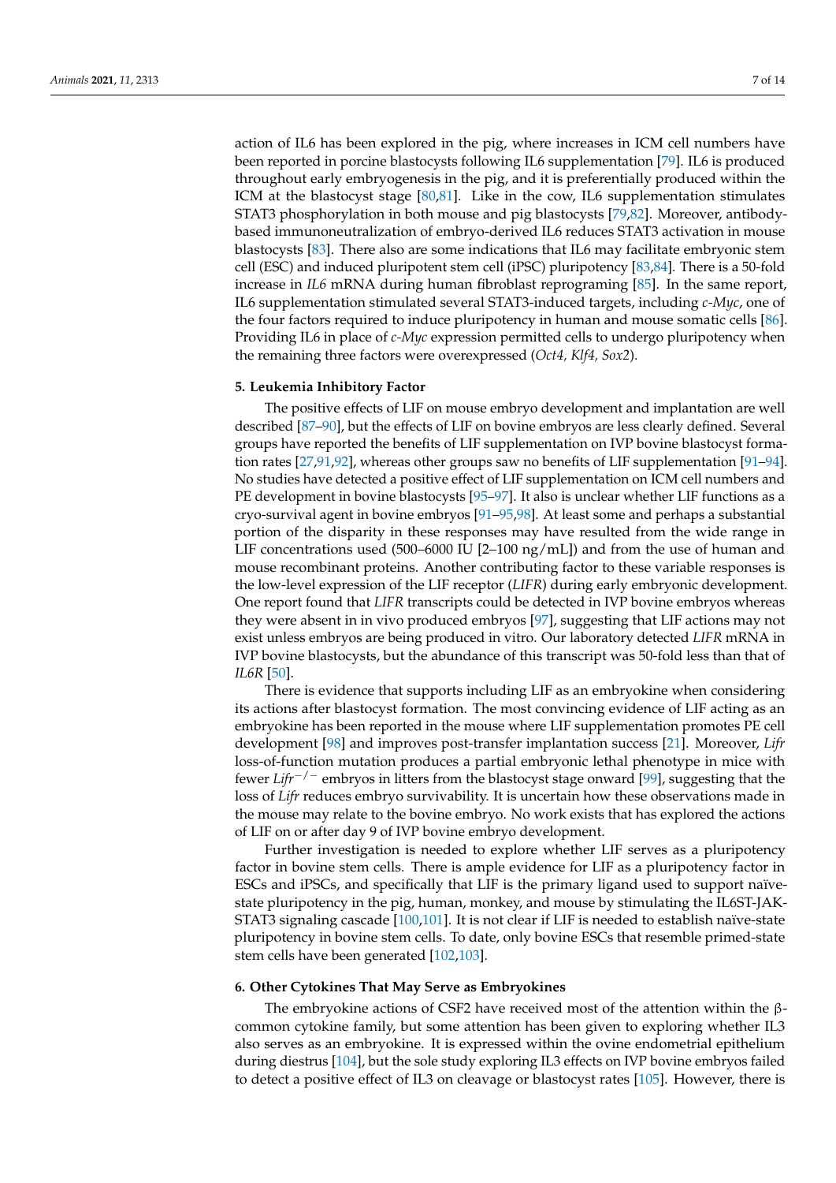action of IL6 has been explored in the pig, where increases in ICM cell numbers have been reported in porcine blastocysts following IL6 supplementation [79]. IL6 is produced throughout early embryogenesis in the pig, and it is preferentially produced within the ICM at the blastocyst stage [80,81]. Like in the cow, IL6 supplementation stimulates STAT3 phosphorylation in both mouse and pig blastocysts [79,82]. Moreover, antibody-based immunoneutralization of embryo-derived IL6 reduces STAT3 activation in mouse blastocysts [83]. There also are some indications that IL6 may facilitate embryonic stem cell (ESC) and induced pluripotent stem cell (iPSC) pluripotency [83,84]. There is a 50-fold increase in *IL6* mRNA during human fibroblast reprograming [85]. In the same report, IL6 supplementation stimulated several STAT3-induced targets, including *c-Myc*, one of the four factors required to induce pluripotency in human and mouse somatic cells [86]. Providing IL6 in place of *c-Myc* expression permitted cells to undergo pluripotency when the remaining three factors were overexpressed (*Oct4, Klf4, Sox2*).

## 5. Leukemia Inhibitory Factor

The positive effects of LIF on mouse embryo development and implantation are well described [87–90], but the effects of LIF on bovine embryos are less clearly defined. Several groups have reported the benefits of LIF supplementation on IVP bovine blastocyst formation rates [27,91,92], whereas other groups saw no benefits of LIF supplementation [91–94]. No studies have detected a positive effect of LIF supplementation on ICM cell numbers and PE development in bovine blastocysts [95–97]. It also is unclear whether LIF functions as a cryo-survival agent in bovine embryos [91–95,98]. At least some and perhaps a substantial portion of the disparity in these responses may have resulted from the wide range in LIF concentrations used (500–6000 IU [2–100 ng/mL]) and from the use of human and mouse recombinant proteins. Another contributing factor to these variable responses is the low-level expression of the LIF receptor (*LIFR*) during early embryonic development. One report found that *LIFR* transcripts could be detected in IVP bovine embryos whereas they were absent in in vivo produced embryos [97], suggesting that LIF actions may not exist unless embryos are being produced in vitro. Our laboratory detected *LIFR* mRNA in IVP bovine blastocysts, but the abundance of this transcript was 50-fold less than that of *IL6R* [50].

There is evidence that supports including LIF as an embryokine when considering its actions after blastocyst formation. The most convincing evidence of LIF acting as an embryokine has been reported in the mouse where LIF supplementation promotes PE cell development [98] and improves post-transfer implantation success [21]. Moreover, *Lifr* loss-of-function mutation produces a partial embryonic lethal phenotype in mice with fewer *Lifr*$^{-/-}$ embryos in litters from the blastocyst stage onward [99], suggesting that the loss of *Lifr* reduces embryo survivability. It is uncertain how these observations made in the mouse may relate to the bovine embryo. No work exists that has explored the actions of LIF on or after day 9 of IVP bovine embryo development.

Further investigation is needed to explore whether LIF serves as a pluripotency factor in bovine stem cells. There is ample evidence for LIF as a pluripotency factor in ESCs and iPSCs, and specifically that LIF is the primary ligand used to support naïve-state pluripotency in the pig, human, monkey, and mouse by stimulating the IL6ST-JAK-STAT3 signaling cascade [100,101]. It is not clear if LIF is needed to establish naïve-state pluripotency in bovine stem cells. To date, only bovine ESCs that resemble primed-state stem cells have been generated [102,103].

## 6. Other Cytokines That May Serve as Embryokines

The embryokine actions of CSF2 have received most of the attention within the β-common cytokine family, but some attention has been given to exploring whether IL3 also serves as an embryokine. It is expressed within the ovine endometrial epithelium during diestrus [104], but the sole study exploring IL3 effects on IVP bovine embryos failed to detect a positive effect of IL3 on cleavage or blastocyst rates [105]. However, there is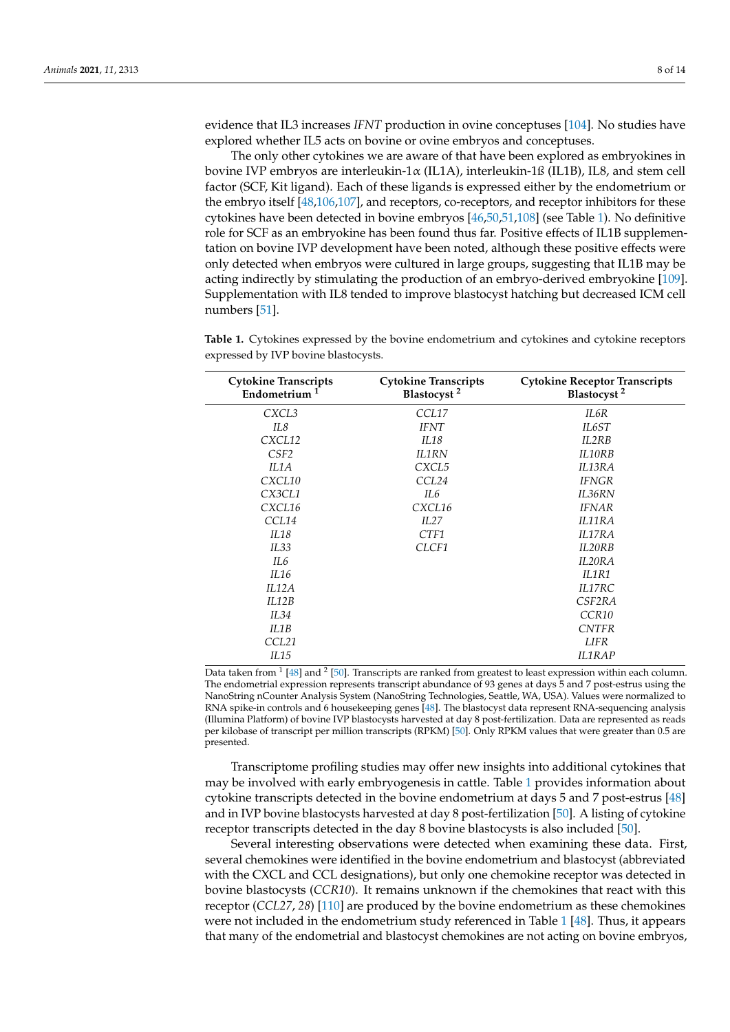evidence that IL3 increases *IFNT* production in ovine conceptuses [104]. No studies have explored whether IL5 acts on bovine or ovine embryos and conceptuses.

The only other cytokines we are aware of that have been explored as embryokines in bovine IVP embryos are interleukin-1α (IL1A), interleukin-1ß (IL1B), IL8, and stem cell factor (SCF, Kit ligand). Each of these ligands is expressed either by the endometrium or the embryo itself [48,106,107], and receptors, co-receptors, and receptor inhibitors for these cytokines have been detected in bovine embryos [46,50,51,108] (see Table 1). No definitive role for SCF as an embryokine has been found thus far. Positive effects of IL1B supplementation on bovine IVP development have been noted, although these positive effects were only detected when embryos were cultured in large groups, suggesting that IL1B may be acting indirectly by stimulating the production of an embryo-derived embryokine [109]. Supplementation with IL8 tended to improve blastocyst hatching but decreased ICM cell numbers [51].

**Table 1.** Cytokines expressed by the bovine endometrium and cytokines and cytokine receptors expressed by IVP bovine blastocysts.

| Cytokine Transcripts Endometrium [1] | Cytokine Transcripts Blastocyst [2] | Cytokine Receptor Transcripts Blastocyst [2] |
|---|---|---|
| *CXCL3* | *CCL17* | *IL6R* |
| *IL8* | *IFNT* | *IL6ST* |
| *CXCL12* | *IL18* | *IL2RB* |
| *CSF2* | *IL1RN* | *IL10RB* |
| *IL1A* | *CXCL5* | *IL13RA* |
| *CXCL10* | *CCL24* | *IFNGR* |
| *CX3CL1* | *IL6* | *IL36RN* |
| *CXCL16* | *CXCL16* | *IFNAR* |
| *CCL14* | *IL27* | *IL11RA* |
| *IL18* | *CTF1* | *IL17RA* |
| *IL33* | *CLCF1* | *IL20RB* |
| *IL6* | | *IL20RA* |
| *IL16* | | *IL1R1* |
| *IL12A* | | *IL17RC* |
| *IL12B* | | *CSF2RA* |
| *IL34* | | *CCR10* |
| *IL1B* | | *CNTFR* |
| *CCL21* | | *LIFR* |
| *IL15* | | *IL1RAP* |

Data taken from [1] [48] and [2] [50]. Transcripts are ranked from greatest to least expression within each column. The endometrial expression represents transcript abundance of 93 genes at days 5 and 7 post-estrus using the NanoString nCounter Analysis System (NanoString Technologies, Seattle, WA, USA). Values were normalized to RNA spike-in controls and 6 housekeeping genes [48]. The blastocyst data represent RNA-sequencing analysis (Illumina Platform) of bovine IVP blastocysts harvested at day 8 post-fertilization. Data are represented as reads per kilobase of transcript per million transcripts (RPKM) [50]. Only RPKM values that were greater than 0.5 are presented.

Transcriptome profiling studies may offer new insights into additional cytokines that may be involved with early embryogenesis in cattle. Table 1 provides information about cytokine transcripts detected in the bovine endometrium at days 5 and 7 post-estrus [48] and in IVP bovine blastocysts harvested at day 8 post-fertilization [50]. A listing of cytokine receptor transcripts detected in the day 8 bovine blastocysts is also included [50].

Several interesting observations were detected when examining these data. First, several chemokines were identified in the bovine endometrium and blastocyst (abbreviated with the CXCL and CCL designations), but only one chemokine receptor was detected in bovine blastocysts (*CCR10*). It remains unknown if the chemokines that react with this receptor (*CCL27*, *28*) [110] are produced by the bovine endometrium as these chemokines were not included in the endometrium study referenced in Table 1 [48]. Thus, it appears that many of the endometrial and blastocyst chemokines are not acting on bovine embryos,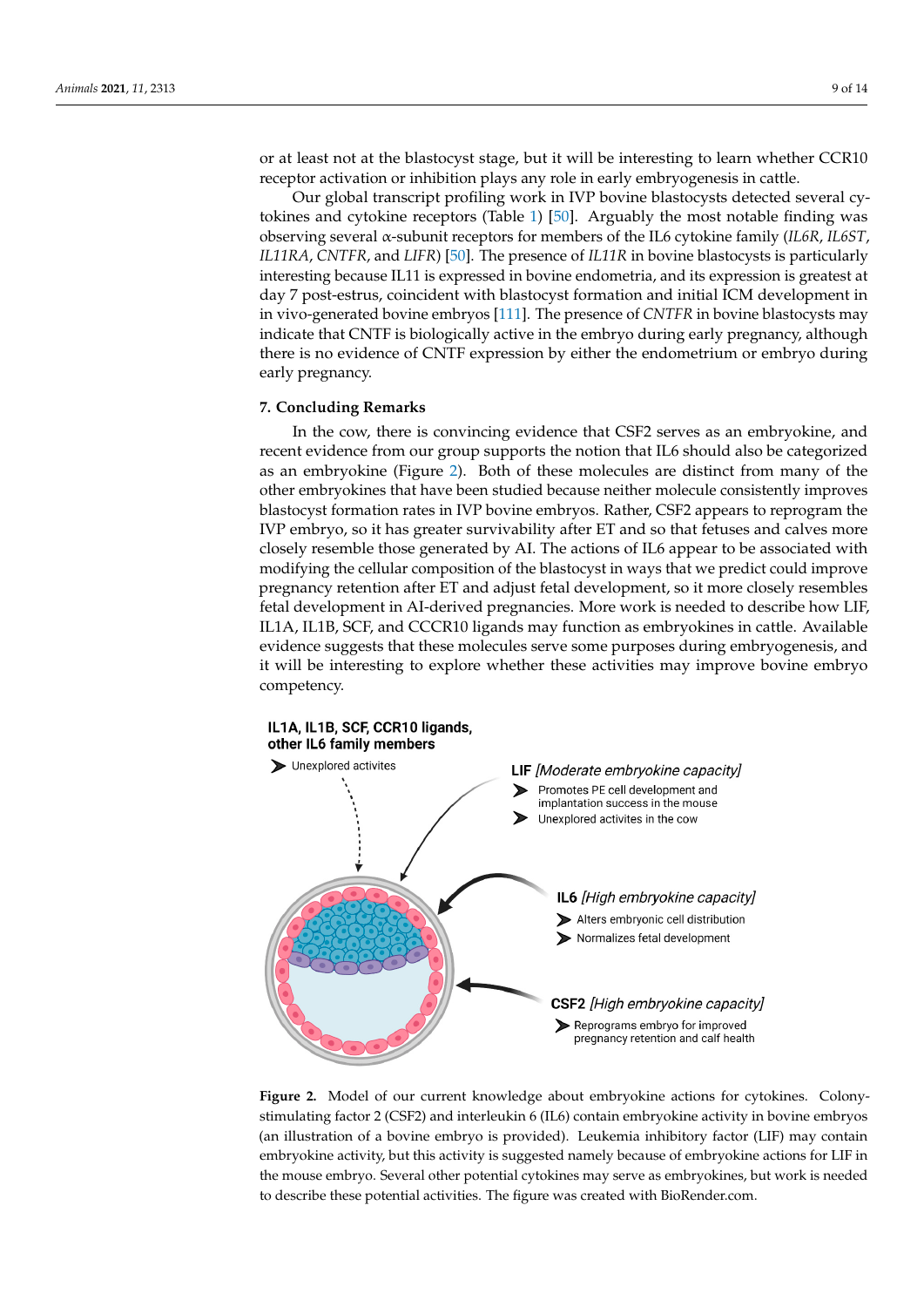or at least not at the blastocyst stage, but it will be interesting to learn whether CCR10 receptor activation or inhibition plays any role in early embryogenesis in cattle.

Our global transcript profiling work in IVP bovine blastocysts detected several cytokines and cytokine receptors (Table 1) [50]. Arguably the most notable finding was observing several α-subunit receptors for members of the IL6 cytokine family (*IL6R*, *IL6ST*, *IL11RA*, *CNTFR*, and *LIFR*) [50]. The presence of *IL11R* in bovine blastocysts is particularly interesting because IL11 is expressed in bovine endometria, and its expression is greatest at day 7 post-estrus, coincident with blastocyst formation and initial ICM development in in vivo-generated bovine embryos [111]. The presence of *CNTFR* in bovine blastocysts may indicate that CNTF is biologically active in the embryo during early pregnancy, although there is no evidence of CNTF expression by either the endometrium or embryo during early pregnancy.

## 7. Concluding Remarks

In the cow, there is convincing evidence that CSF2 serves as an embryokine, and recent evidence from our group supports the notion that IL6 should also be categorized as an embryokine (Figure 2). Both of these molecules are distinct from many of the other embryokines that have been studied because neither molecule consistently improves blastocyst formation rates in IVP bovine embryos. Rather, CSF2 appears to reprogram the IVP embryo, so it has greater survivability after ET and so that fetuses and calves more closely resemble those generated by AI. The actions of IL6 appear to be associated with modifying the cellular composition of the blastocyst in ways that we predict could improve pregnancy retention after ET and adjust fetal development, so it more closely resembles fetal development in AI-derived pregnancies. More work is needed to describe how LIF, IL1A, IL1B, SCF, and CCCR10 ligands may function as embryokines in cattle. Available evidence suggests that these molecules serve some purposes during embryogenesis, and it will be interesting to explore whether these activities may improve bovine embryo competency.

**Figure 2.** Model of our current knowledge about embryokine actions for cytokines. Colony-stimulating factor 2 (CSF2) and interleukin 6 (IL6) contain embryokine activity in bovine embryos (an illustration of a bovine embryo is provided). Leukemia inhibitory factor (LIF) may contain embryokine activity, but this activity is suggested namely because of embryokine actions for LIF in the mouse embryo. Several other potential cytokines may serve as embryokines, but work is needed to describe these potential activities. The figure was created with BioRender.com.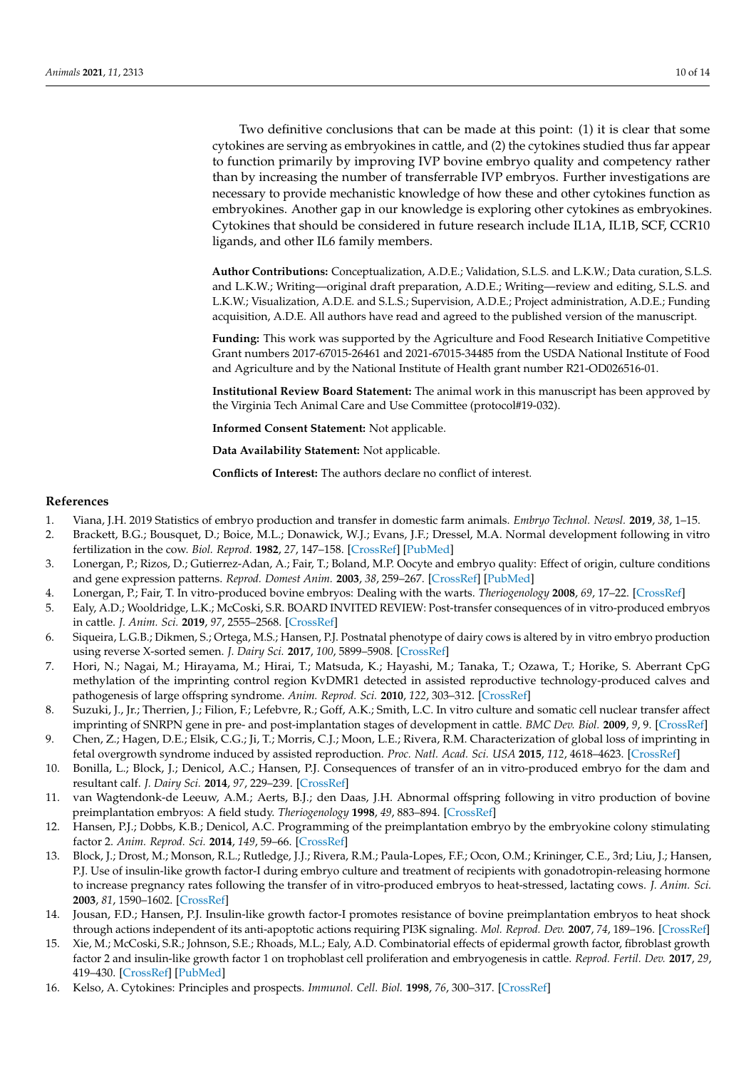Two definitive conclusions that can be made at this point: (1) it is clear that some cytokines are serving as embryokines in cattle, and (2) the cytokines studied thus far appear to function primarily by improving IVP bovine embryo quality and competency rather than by increasing the number of transferrable IVP embryos. Further investigations are necessary to provide mechanistic knowledge of how these and other cytokines function as embryokines. Another gap in our knowledge is exploring other cytokines as embryokines. Cytokines that should be considered in future research include IL1A, IL1B, SCF, CCR10 ligands, and other IL6 family members.

**Author Contributions:** Conceptualization, A.D.E.; Validation, S.L.S. and L.K.W.; Data curation, S.L.S. and L.K.W.; Writing—original draft preparation, A.D.E.; Writing—review and editing, S.L.S. and L.K.W.; Visualization, A.D.E. and S.L.S.; Supervision, A.D.E.; Project administration, A.D.E.; Funding acquisition, A.D.E. All authors have read and agreed to the published version of the manuscript.

**Funding:** This work was supported by the Agriculture and Food Research Initiative Competitive Grant numbers 2017-67015-26461 and 2021-67015-34485 from the USDA National Institute of Food and Agriculture and by the National Institute of Health grant number R21-OD026516-01.

**Institutional Review Board Statement:** The animal work in this manuscript has been approved by the Virginia Tech Animal Care and Use Committee (protocol#19-032).

**Informed Consent Statement:** Not applicable.

**Data Availability Statement:** Not applicable.

**Conflicts of Interest:** The authors declare no conflict of interest.

## References

1. Viana, J.H. 2019 Statistics of embryo production and transfer in domestic farm animals. *Embryo Technol. Newsl.* **2019**, *38*, 1–15.
2. Brackett, B.G.; Bousquet, D.; Boice, M.L.; Donawick, W.J.; Evans, J.F.; Dressel, M.A. Normal development following in vitro fertilization in the cow. *Biol. Reprod.* **1982**, *27*, 147–158. [CrossRef] [PubMed]
3. Lonergan, P.; Rizos, D.; Gutierrez-Adan, A.; Fair, T.; Boland, M.P. Oocyte and embryo quality: Effect of origin, culture conditions and gene expression patterns. *Reprod. Domest Anim.* **2003**, *38*, 259–267. [CrossRef] [PubMed]
4. Lonergan, P.; Fair, T. In vitro-produced bovine embryos: Dealing with the warts. *Theriogenology* **2008**, *69*, 17–22. [CrossRef]
5. Ealy, A.D.; Wooldridge, L.K.; McCoski, S.R. BOARD INVITED REVIEW: Post-transfer consequences of in vitro-produced embryos in cattle. *J. Anim. Sci.* **2019**, *97*, 2555–2568. [CrossRef]
6. Siqueira, L.G.B.; Dikmen, S.; Ortega, M.S.; Hansen, P.J. Postnatal phenotype of dairy cows is altered by in vitro embryo production using reverse X-sorted semen. *J. Dairy Sci.* **2017**, *100*, 5899–5908. [CrossRef]
7. Hori, N.; Nagai, M.; Hirayama, M.; Hirai, T.; Matsuda, K.; Hayashi, M.; Tanaka, T.; Ozawa, T.; Horike, S. Aberrant CpG methylation of the imprinting control region KvDMR1 detected in assisted reproductive technology-produced calves and pathogenesis of large offspring syndrome. *Anim. Reprod. Sci.* **2010**, *122*, 303–312. [CrossRef]
8. Suzuki, J., Jr.; Therrien, J.; Filion, F.; Lefebvre, R.; Goff, A.K.; Smith, L.C. In vitro culture and somatic cell nuclear transfer affect imprinting of SNRPN gene in pre- and post-implantation stages of development in cattle. *BMC Dev. Biol.* **2009**, *9*, 9. [CrossRef]
9. Chen, Z.; Hagen, D.E.; Elsik, C.G.; Ji, T.; Morris, C.J.; Moon, L.E.; Rivera, R.M. Characterization of global loss of imprinting in fetal overgrowth syndrome induced by assisted reproduction. *Proc. Natl. Acad. Sci. USA* **2015**, *112*, 4618–4623. [CrossRef]
10. Bonilla, L.; Block, J.; Denicol, A.C.; Hansen, P.J. Consequences of transfer of an in vitro-produced embryo for the dam and resultant calf. *J. Dairy Sci.* **2014**, *97*, 229–239. [CrossRef]
11. van Wagtendonk-de Leeuw, A.M.; Aerts, B.J.; den Daas, J.H. Abnormal offspring following in vitro production of bovine preimplantation embryos: A field study. *Theriogenology* **1998**, *49*, 883–894. [CrossRef]
12. Hansen, P.J.; Dobbs, K.B.; Denicol, A.C. Programming of the preimplantation embryo by the embryokine colony stimulating factor 2. *Anim. Reprod. Sci.* **2014**, *149*, 59–66. [CrossRef]
13. Block, J.; Drost, M.; Monson, R.L.; Rutledge, J.J.; Rivera, R.M.; Paula-Lopes, F.F.; Ocon, O.M.; Krininger, C.E., 3rd; Liu, J.; Hansen, P.J. Use of insulin-like growth factor-I during embryo culture and treatment of recipients with gonadotropin-releasing hormone to increase pregnancy rates following the transfer of in vitro-produced embryos to heat-stressed, lactating cows. *J. Anim. Sci.* **2003**, *81*, 1590–1602. [CrossRef]
14. Jousan, F.D.; Hansen, P.J. Insulin-like growth factor-I promotes resistance of bovine preimplantation embryos to heat shock through actions independent of its anti-apoptotic actions requiring PI3K signaling. *Mol. Reprod. Dev.* **2007**, *74*, 189–196. [CrossRef]
15. Xie, M.; McCoski, S.R.; Johnson, S.E.; Rhoads, M.L.; Ealy, A.D. Combinatorial effects of epidermal growth factor, fibroblast growth factor 2 and insulin-like growth factor 1 on trophoblast cell proliferation and embryogenesis in cattle. *Reprod. Fertil. Dev.* **2017**, *29*, 419–430. [CrossRef] [PubMed]
16. Kelso, A. Cytokines: Principles and prospects. *Immunol. Cell. Biol.* **1998**, *76*, 300–317. [CrossRef]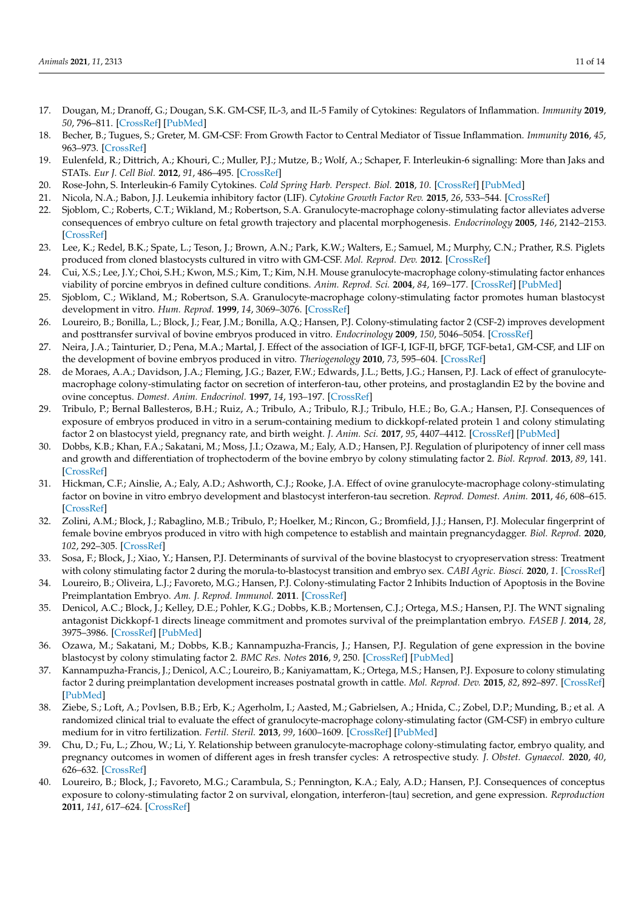17. Dougan, M.; Dranoff, G.; Dougan, S.K. GM-CSF, IL-3, and IL-5 Family of Cytokines: Regulators of Inflammation. *Immunity* **2019**, *50*, 796–811. [CrossRef] [PubMed]
18. Becher, B.; Tugues, S.; Greter, M. GM-CSF: From Growth Factor to Central Mediator of Tissue Inflammation. *Immunity* **2016**, *45*, 963–973. [CrossRef]
19. Eulenfeld, R.; Dittrich, A.; Khouri, C.; Muller, P.J.; Mutze, B.; Wolf, A.; Schaper, F. Interleukin-6 signalling: More than Jaks and STATs. *Eur J. Cell Biol.* **2012**, *91*, 486–495. [CrossRef]
20. Rose-John, S. Interleukin-6 Family Cytokines. *Cold Spring Harb. Perspect. Biol.* **2018**, *10*. [CrossRef] [PubMed]
21. Nicola, N.A.; Babon, J.J. Leukemia inhibitory factor (LIF). *Cytokine Growth Factor Rev.* **2015**, *26*, 533–544. [CrossRef]
22. Sjoblom, C.; Roberts, C.T.; Wikland, M.; Robertson, S.A. Granulocyte-macrophage colony-stimulating factor alleviates adverse consequences of embryo culture on fetal growth trajectory and placental morphogenesis. *Endocrinology* **2005**, *146*, 2142–2153. [CrossRef]
23. Lee, K.; Redel, B.K.; Spate, L.; Teson, J.; Brown, A.N.; Park, K.W.; Walters, E.; Samuel, M.; Murphy, C.N.; Prather, R.S. Piglets produced from cloned blastocysts cultured in vitro with GM-CSF. *Mol. Reprod. Dev.* **2012**. [CrossRef]
24. Cui, X.S.; Lee, J.Y.; Choi, S.H.; Kwon, M.S.; Kim, T.; Kim, N.H. Mouse granulocyte-macrophage colony-stimulating factor enhances viability of porcine embryos in defined culture conditions. *Anim. Reprod. Sci.* **2004**, *84*, 169–177. [CrossRef] [PubMed]
25. Sjoblom, C.; Wikland, M.; Robertson, S.A. Granulocyte-macrophage colony-stimulating factor promotes human blastocyst development in vitro. *Hum. Reprod.* **1999**, *14*, 3069–3076. [CrossRef]
26. Loureiro, B.; Bonilla, L.; Block, J.; Fear, J.M.; Bonilla, A.Q.; Hansen, P.J. Colony-stimulating factor 2 (CSF-2) improves development and posttransfer survival of bovine embryos produced in vitro. *Endocrinology* **2009**, *150*, 5046–5054. [CrossRef]
27. Neira, J.A.; Tainturier, D.; Pena, M.A.; Martal, J. Effect of the association of IGF-I, IGF-II, bFGF, TGF-beta1, GM-CSF, and LIF on the development of bovine embryos produced in vitro. *Theriogenology* **2010**, *73*, 595–604. [CrossRef]
28. de Moraes, A.A.; Davidson, J.A.; Fleming, J.G.; Bazer, F.W.; Edwards, J.L.; Betts, J.G.; Hansen, P.J. Lack of effect of granulocyte-macrophage colony-stimulating factor on secretion of interferon-tau, other proteins, and prostaglandin E2 by the bovine and ovine conceptus. *Domest. Anim. Endocrinol.* **1997**, *14*, 193–197. [CrossRef]
29. Tribulo, P.; Bernal Ballesteros, B.H.; Ruiz, A.; Tribulo, A.; Tribulo, R.J.; Tribulo, H.E.; Bo, G.A.; Hansen, P.J. Consequences of exposure of embryos produced in vitro in a serum-containing medium to dickkopf-related protein 1 and colony stimulating factor 2 on blastocyst yield, pregnancy rate, and birth weight. *J. Anim. Sci.* **2017**, *95*, 4407–4412. [CrossRef] [PubMed]
30. Dobbs, K.B.; Khan, F.A.; Sakatani, M.; Moss, J.I.; Ozawa, M.; Ealy, A.D.; Hansen, P.J. Regulation of pluripotency of inner cell mass and growth and differentiation of trophectoderm of the bovine embryo by colony stimulating factor 2. *Biol. Reprod.* **2013**, *89*, 141. [CrossRef]
31. Hickman, C.F.; Ainslie, A.; Ealy, A.D.; Ashworth, C.J.; Rooke, J.A. Effect of ovine granulocyte-macrophage colony-stimulating factor on bovine in vitro embryo development and blastocyst interferon-tau secretion. *Reprod. Domest. Anim.* **2011**, *46*, 608–615. [CrossRef]
32. Zolini, A.M.; Block, J.; Rabaglino, M.B.; Tribulo, P.; Hoelker, M.; Rincon, G.; Bromfield, J.J.; Hansen, P.J. Molecular fingerprint of female bovine embryos produced in vitro with high competence to establish and maintain pregnancydagger. *Biol. Reprod.* **2020**, *102*, 292–305. [CrossRef]
33. Sosa, F.; Block, J.; Xiao, Y.; Hansen, P.J. Determinants of survival of the bovine blastocyst to cryopreservation stress: Treatment with colony stimulating factor 2 during the morula-to-blastocyst transition and embryo sex. *CABI Agric. Biosci.* **2020**, *1*. [CrossRef]
34. Loureiro, B.; Oliveira, L.J.; Favoreto, M.G.; Hansen, P.J. Colony-stimulating Factor 2 Inhibits Induction of Apoptosis in the Bovine Preimplantation Embryo. *Am. J. Reprod. Immunol.* **2011**. [CrossRef]
35. Denicol, A.C.; Block, J.; Kelley, D.E.; Pohler, K.G.; Dobbs, K.B.; Mortensen, C.J.; Ortega, M.S.; Hansen, P.J. The WNT signaling antagonist Dickkopf-1 directs lineage commitment and promotes survival of the preimplantation embryo. *FASEB J.* **2014**, *28*, 3975–3986. [CrossRef] [PubMed]
36. Ozawa, M.; Sakatani, M.; Dobbs, K.B.; Kannampuzha-Francis, J.; Hansen, P.J. Regulation of gene expression in the bovine blastocyst by colony stimulating factor 2. *BMC Res. Notes* **2016**, *9*, 250. [CrossRef] [PubMed]
37. Kannampuzha-Francis, J.; Denicol, A.C.; Loureiro, B.; Kaniyamattam, K.; Ortega, M.S.; Hansen, P.J. Exposure to colony stimulating factor 2 during preimplantation development increases postnatal growth in cattle. *Mol. Reprod. Dev.* **2015**, *82*, 892–897. [CrossRef] [PubMed]
38. Ziebe, S.; Loft, A.; Povlsen, B.B.; Erb, K.; Agerholm, I.; Aasted, M.; Gabrielsen, A.; Hnida, C.; Zobel, D.P.; Munding, B.; et al. A randomized clinical trial to evaluate the effect of granulocyte-macrophage colony-stimulating factor (GM-CSF) in embryo culture medium for in vitro fertilization. *Fertil. Steril.* **2013**, *99*, 1600–1609. [CrossRef] [PubMed]
39. Chu, D.; Fu, L.; Zhou, W.; Li, Y. Relationship between granulocyte-macrophage colony-stimulating factor, embryo quality, and pregnancy outcomes in women of different ages in fresh transfer cycles: A retrospective study. *J. Obstet. Gynaecol.* **2020**, *40*, 626–632. [CrossRef]
40. Loureiro, B.; Block, J.; Favoreto, M.G.; Carambula, S.; Pennington, K.A.; Ealy, A.D.; Hansen, P.J. Consequences of conceptus exposure to colony-stimulating factor 2 on survival, elongation, interferon-{tau} secretion, and gene expression. *Reproduction* **2011**, *141*, 617–624. [CrossRef]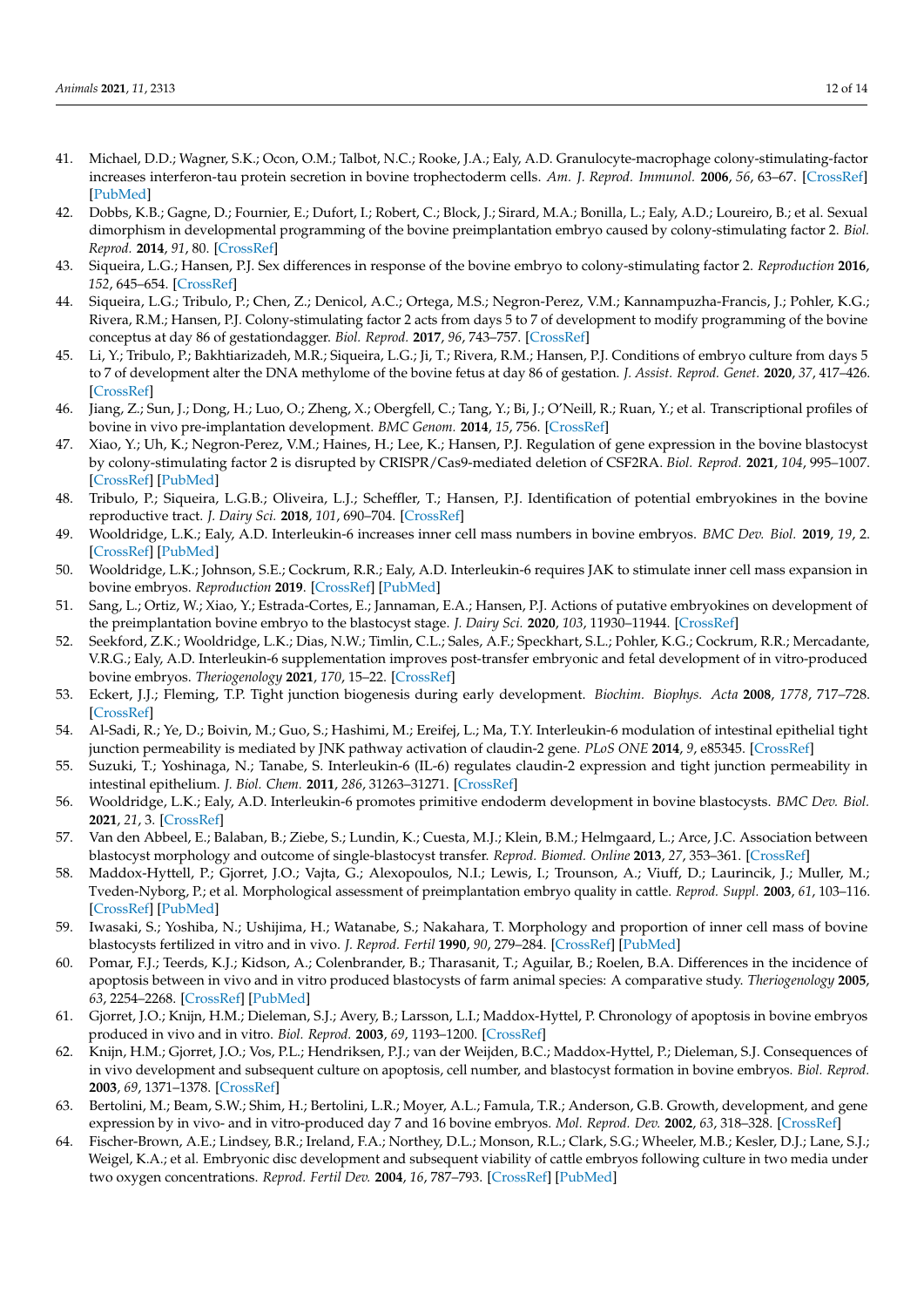41. Michael, D.D.; Wagner, S.K.; Ocon, O.M.; Talbot, N.C.; Rooke, J.A.; Ealy, A.D. Granulocyte-macrophage colony-stimulating-factor increases interferon-tau protein secretion in bovine trophectoderm cells. *Am. J. Reprod. Immunol.* **2006**, *56*, 63–67. [CrossRef] [PubMed]
42. Dobbs, K.B.; Gagne, D.; Fournier, E.; Dufort, I.; Robert, C.; Block, J.; Sirard, M.A.; Bonilla, L.; Ealy, A.D.; Loureiro, B.; et al. Sexual dimorphism in developmental programming of the bovine preimplantation embryo caused by colony-stimulating factor 2. *Biol. Reprod.* **2014**, *91*, 80. [CrossRef]
43. Siqueira, L.G.; Hansen, P.J. Sex differences in response of the bovine embryo to colony-stimulating factor 2. *Reproduction* **2016**, *152*, 645–654. [CrossRef]
44. Siqueira, L.G.; Tribulo, P.; Chen, Z.; Denicol, A.C.; Ortega, M.S.; Negron-Perez, V.M.; Kannampuzha-Francis, J.; Pohler, K.G.; Rivera, R.M.; Hansen, P.J. Colony-stimulating factor 2 acts from days 5 to 7 of development to modify programming of the bovine conceptus at day 86 of gestationdagger. *Biol. Reprod.* **2017**, *96*, 743–757. [CrossRef]
45. Li, Y.; Tribulo, P.; Bakhtiarizadeh, M.R.; Siqueira, L.G.; Ji, T.; Rivera, R.M.; Hansen, P.J. Conditions of embryo culture from days 5 to 7 of development alter the DNA methylome of the bovine fetus at day 86 of gestation. *J. Assist. Reprod. Genet.* **2020**, *37*, 417–426. [CrossRef]
46. Jiang, Z.; Sun, J.; Dong, H.; Luo, O.; Zheng, X.; Obergfell, C.; Tang, Y.; Bi, J.; O'Neill, R.; Ruan, Y.; et al. Transcriptional profiles of bovine in vivo pre-implantation development. *BMC Genom.* **2014**, *15*, 756. [CrossRef]
47. Xiao, Y.; Uh, K.; Negron-Perez, V.M.; Haines, H.; Lee, K.; Hansen, P.J. Regulation of gene expression in the bovine blastocyst by colony-stimulating factor 2 is disrupted by CRISPR/Cas9-mediated deletion of CSF2RA. *Biol. Reprod.* **2021**, *104*, 995–1007. [CrossRef] [PubMed]
48. Tribulo, P.; Siqueira, L.G.B.; Oliveira, L.J.; Scheffler, T.; Hansen, P.J. Identification of potential embryokines in the bovine reproductive tract. *J. Dairy Sci.* **2018**, *101*, 690–704. [CrossRef]
49. Wooldridge, L.K.; Ealy, A.D. Interleukin-6 increases inner cell mass numbers in bovine embryos. *BMC Dev. Biol.* **2019**, *19*, 2. [CrossRef] [PubMed]
50. Wooldridge, L.K.; Johnson, S.E.; Cockrum, R.R.; Ealy, A.D. Interleukin-6 requires JAK to stimulate inner cell mass expansion in bovine embryos. *Reproduction* **2019**. [CrossRef] [PubMed]
51. Sang, L.; Ortiz, W.; Xiao, Y.; Estrada-Cortes, E.; Jannaman, E.A.; Hansen, P.J. Actions of putative embryokines on development of the preimplantation bovine embryo to the blastocyst stage. *J. Dairy Sci.* **2020**, *103*, 11930–11944. [CrossRef]
52. Seekford, Z.K.; Wooldridge, L.K.; Dias, N.W.; Timlin, C.L.; Sales, A.F.; Speckhart, S.L.; Pohler, K.G.; Cockrum, R.R.; Mercadante, V.R.G.; Ealy, A.D. Interleukin-6 supplementation improves post-transfer embryonic and fetal development of in vitro-produced bovine embryos. *Theriogenology* **2021**, *170*, 15–22. [CrossRef]
53. Eckert, J.J.; Fleming, T.P. Tight junction biogenesis during early development. *Biochim. Biophys. Acta* **2008**, *1778*, 717–728. [CrossRef]
54. Al-Sadi, R.; Ye, D.; Boivin, M.; Guo, S.; Hashimi, M.; Ereifej, L.; Ma, T.Y. Interleukin-6 modulation of intestinal epithelial tight junction permeability is mediated by JNK pathway activation of claudin-2 gene. *PLoS ONE* **2014**, *9*, e85345. [CrossRef]
55. Suzuki, T.; Yoshinaga, N.; Tanabe, S. Interleukin-6 (IL-6) regulates claudin-2 expression and tight junction permeability in intestinal epithelium. *J. Biol. Chem.* **2011**, *286*, 31263–31271. [CrossRef]
56. Wooldridge, L.K.; Ealy, A.D. Interleukin-6 promotes primitive endoderm development in bovine blastocysts. *BMC Dev. Biol.* **2021**, *21*, 3. [CrossRef]
57. Van den Abbeel, E.; Balaban, B.; Ziebe, S.; Lundin, K.; Cuesta, M.J.; Klein, B.M.; Helmgaard, L.; Arce, J.C. Association between blastocyst morphology and outcome of single-blastocyst transfer. *Reprod. Biomed. Online* **2013**, *27*, 353–361. [CrossRef]
58. Maddox-Hyttell, P.; Gjorret, J.O.; Vajta, G.; Alexopoulos, N.I.; Lewis, I.; Trounson, A.; Viuff, D.; Laurincik, J.; Muller, M.; Tveden-Nyborg, P.; et al. Morphological assessment of preimplantation embryo quality in cattle. *Reprod. Suppl.* **2003**, *61*, 103–116. [CrossRef] [PubMed]
59. Iwasaki, S.; Yoshiba, N.; Ushijima, H.; Watanabe, S.; Nakahara, T. Morphology and proportion of inner cell mass of bovine blastocysts fertilized in vitro and in vivo. *J. Reprod. Fertil* **1990**, *90*, 279–284. [CrossRef] [PubMed]
60. Pomar, F.J.; Teerds, K.J.; Kidson, A.; Colenbrander, B.; Tharasanit, T.; Aguilar, B.; Roelen, B.A. Differences in the incidence of apoptosis between in vivo and in vitro produced blastocysts of farm animal species: A comparative study. *Theriogenology* **2005**, *63*, 2254–2268. [CrossRef] [PubMed]
61. Gjorret, J.O.; Knijn, H.M.; Dieleman, S.J.; Avery, B.; Larsson, L.I.; Maddox-Hyttel, P. Chronology of apoptosis in bovine embryos produced in vivo and in vitro. *Biol. Reprod.* **2003**, *69*, 1193–1200. [CrossRef]
62. Knijn, H.M.; Gjorret, J.O.; Vos, P.L.; Hendriksen, P.J.; van der Weijden, B.C.; Maddox-Hyttel, P.; Dieleman, S.J. Consequences of in vivo development and subsequent culture on apoptosis, cell number, and blastocyst formation in bovine embryos. *Biol. Reprod.* **2003**, *69*, 1371–1378. [CrossRef]
63. Bertolini, M.; Beam, S.W.; Shim, H.; Bertolini, L.R.; Moyer, A.L.; Famula, T.R.; Anderson, G.B. Growth, development, and gene expression by in vivo- and in vitro-produced day 7 and 16 bovine embryos. *Mol. Reprod. Dev.* **2002**, *63*, 318–328. [CrossRef]
64. Fischer-Brown, A.E.; Lindsey, B.R.; Ireland, F.A.; Northey, D.L.; Monson, R.L.; Clark, S.G.; Wheeler, M.B.; Kesler, D.J.; Lane, S.J.; Weigel, K.A.; et al. Embryonic disc development and subsequent viability of cattle embryos following culture in two media under two oxygen concentrations. *Reprod. Fertil Dev.* **2004**, *16*, 787–793. [CrossRef] [PubMed]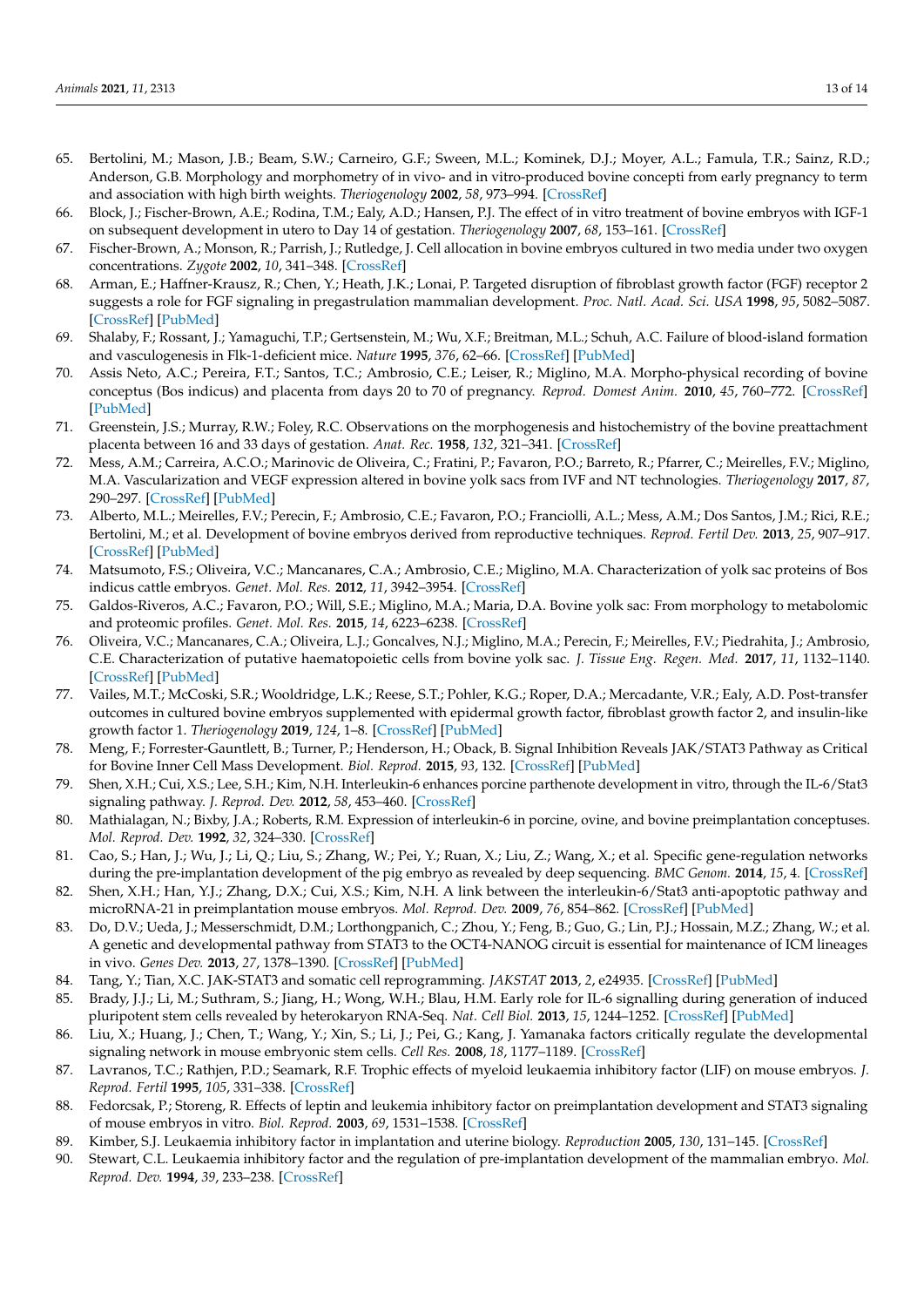65. Bertolini, M.; Mason, J.B.; Beam, S.W.; Carneiro, G.F.; Sween, M.L.; Kominek, D.J.; Moyer, A.L.; Famula, T.R.; Sainz, R.D.; Anderson, G.B. Morphology and morphometry of in vivo- and in vitro-produced bovine concepti from early pregnancy to term and association with high birth weights. *Theriogenology* **2002**, *58*, 973–994. [CrossRef]
66. Block, J.; Fischer-Brown, A.E.; Rodina, T.M.; Ealy, A.D.; Hansen, P.J. The effect of in vitro treatment of bovine embryos with IGF-1 on subsequent development in utero to Day 14 of gestation. *Theriogenology* **2007**, *68*, 153–161. [CrossRef]
67. Fischer-Brown, A.; Monson, R.; Parrish, J.; Rutledge, J. Cell allocation in bovine embryos cultured in two media under two oxygen concentrations. *Zygote* **2002**, *10*, 341–348. [CrossRef]
68. Arman, E.; Haffner-Krausz, R.; Chen, Y.; Heath, J.K.; Lonai, P. Targeted disruption of fibroblast growth factor (FGF) receptor 2 suggests a role for FGF signaling in pregastrulation mammalian development. *Proc. Natl. Acad. Sci. USA* **1998**, *95*, 5082–5087. [CrossRef] [PubMed]
69. Shalaby, F.; Rossant, J.; Yamaguchi, T.P.; Gertsenstein, M.; Wu, X.F.; Breitman, M.L.; Schuh, A.C. Failure of blood-island formation and vasculogenesis in Flk-1-deficient mice. *Nature* **1995**, *376*, 62–66. [CrossRef] [PubMed]
70. Assis Neto, A.C.; Pereira, F.T.; Santos, T.C.; Ambrosio, C.E.; Leiser, R.; Miglino, M.A. Morpho-physical recording of bovine conceptus (Bos indicus) and placenta from days 20 to 70 of pregnancy. *Reprod. Domest Anim.* **2010**, *45*, 760–772. [CrossRef] [PubMed]
71. Greenstein, J.S.; Murray, R.W.; Foley, R.C. Observations on the morphogenesis and histochemistry of the bovine preattachment placenta between 16 and 33 days of gestation. *Anat. Rec.* **1958**, *132*, 321–341. [CrossRef]
72. Mess, A.M.; Carreira, A.C.O.; Marinovic de Oliveira, C.; Fratini, P.; Favaron, P.O.; Barreto, R.; Pfarrer, C.; Meirelles, F.V.; Miglino, M.A. Vascularization and VEGF expression altered in bovine yolk sacs from IVF and NT technologies. *Theriogenology* **2017**, *87*, 290–297. [CrossRef] [PubMed]
73. Alberto, M.L.; Meirelles, F.V.; Perecin, F.; Ambrosio, C.E.; Favaron, P.O.; Franciolli, A.L.; Mess, A.M.; Dos Santos, J.M.; Rici, R.E.; Bertolini, M.; et al. Development of bovine embryos derived from reproductive techniques. *Reprod. Fertil Dev.* **2013**, *25*, 907–917. [CrossRef] [PubMed]
74. Matsumoto, F.S.; Oliveira, V.C.; Mancanares, C.A.; Ambrosio, C.E.; Miglino, M.A. Characterization of yolk sac proteins of Bos indicus cattle embryos. *Genet. Mol. Res.* **2012**, *11*, 3942–3954. [CrossRef]
75. Galdos-Riveros, A.C.; Favaron, P.O.; Will, S.E.; Miglino, M.A.; Maria, D.A. Bovine yolk sac: From morphology to metabolomic and proteomic profiles. *Genet. Mol. Res.* **2015**, *14*, 6223–6238. [CrossRef]
76. Oliveira, V.C.; Mancanares, C.A.; Oliveira, L.J.; Goncalves, N.J.; Miglino, M.A.; Perecin, F.; Meirelles, F.V.; Piedrahita, J.; Ambrosio, C.E. Characterization of putative haematopoietic cells from bovine yolk sac. *J. Tissue Eng. Regen. Med.* **2017**, *11*, 1132–1140. [CrossRef] [PubMed]
77. Vailes, M.T.; McCoski, S.R.; Wooldridge, L.K.; Reese, S.T.; Pohler, K.G.; Roper, D.A.; Mercadante, V.R.; Ealy, A.D. Post-transfer outcomes in cultured bovine embryos supplemented with epidermal growth factor, fibroblast growth factor 2, and insulin-like growth factor 1. *Theriogenology* **2019**, *124*, 1–8. [CrossRef] [PubMed]
78. Meng, F.; Forrester-Gauntlett, B.; Turner, P.; Henderson, H.; Oback, B. Signal Inhibition Reveals JAK/STAT3 Pathway as Critical for Bovine Inner Cell Mass Development. *Biol. Reprod.* **2015**, *93*, 132. [CrossRef] [PubMed]
79. Shen, X.H.; Cui, X.S.; Lee, S.H.; Kim, N.H. Interleukin-6 enhances porcine parthenote development in vitro, through the IL-6/Stat3 signaling pathway. *J. Reprod. Dev.* **2012**, *58*, 453–460. [CrossRef]
80. Mathialagan, N.; Bixby, J.A.; Roberts, R.M. Expression of interleukin-6 in porcine, ovine, and bovine preimplantation conceptuses. *Mol. Reprod. Dev.* **1992**, *32*, 324–330. [CrossRef]
81. Cao, S.; Han, J.; Wu, J.; Li, Q.; Liu, S.; Zhang, W.; Pei, Y.; Ruan, X.; Liu, Z.; Wang, X.; et al. Specific gene-regulation networks during the pre-implantation development of the pig embryo as revealed by deep sequencing. *BMC Genom.* **2014**, *15*, 4. [CrossRef]
82. Shen, X.H.; Han, Y.J.; Zhang, D.X.; Cui, X.S.; Kim, N.H. A link between the interleukin-6/Stat3 anti-apoptotic pathway and microRNA-21 in preimplantation mouse embryos. *Mol. Reprod. Dev.* **2009**, *76*, 854–862. [CrossRef] [PubMed]
83. Do, D.V.; Ueda, J.; Messerschmidt, D.M.; Lorthongpanich, C.; Zhou, Y.; Feng, B.; Guo, G.; Lin, P.J.; Hossain, M.Z.; Zhang, W.; et al. A genetic and developmental pathway from STAT3 to the OCT4-NANOG circuit is essential for maintenance of ICM lineages in vivo. *Genes Dev.* **2013**, *27*, 1378–1390. [CrossRef] [PubMed]
84. Tang, Y.; Tian, X.C. JAK-STAT3 and somatic cell reprogramming. *JAKSTAT* **2013**, *2*, e24935. [CrossRef] [PubMed]
85. Brady, J.J.; Li, M.; Suthram, S.; Jiang, H.; Wong, W.H.; Blau, H.M. Early role for IL-6 signalling during generation of induced pluripotent stem cells revealed by heterokaryon RNA-Seq. *Nat. Cell Biol.* **2013**, *15*, 1244–1252. [CrossRef] [PubMed]
86. Liu, X.; Huang, J.; Chen, T.; Wang, Y.; Xin, S.; Li, J.; Pei, G.; Kang, J. Yamanaka factors critically regulate the developmental signaling network in mouse embryonic stem cells. *Cell Res.* **2008**, *18*, 1177–1189. [CrossRef]
87. Lavranos, T.C.; Rathjen, P.D.; Seamark, R.F. Trophic effects of myeloid leukaemia inhibitory factor (LIF) on mouse embryos. *J. Reprod. Fertil* **1995**, *105*, 331–338. [CrossRef]
88. Fedorcsak, P.; Storeng, R. Effects of leptin and leukemia inhibitory factor on preimplantation development and STAT3 signaling of mouse embryos in vitro. *Biol. Reprod.* **2003**, *69*, 1531–1538. [CrossRef]
89. Kimber, S.J. Leukaemia inhibitory factor in implantation and uterine biology. *Reproduction* **2005**, *130*, 131–145. [CrossRef]
90. Stewart, C.L. Leukaemia inhibitory factor and the regulation of pre-implantation development of the mammalian embryo. *Mol. Reprod. Dev.* **1994**, *39*, 233–238. [CrossRef]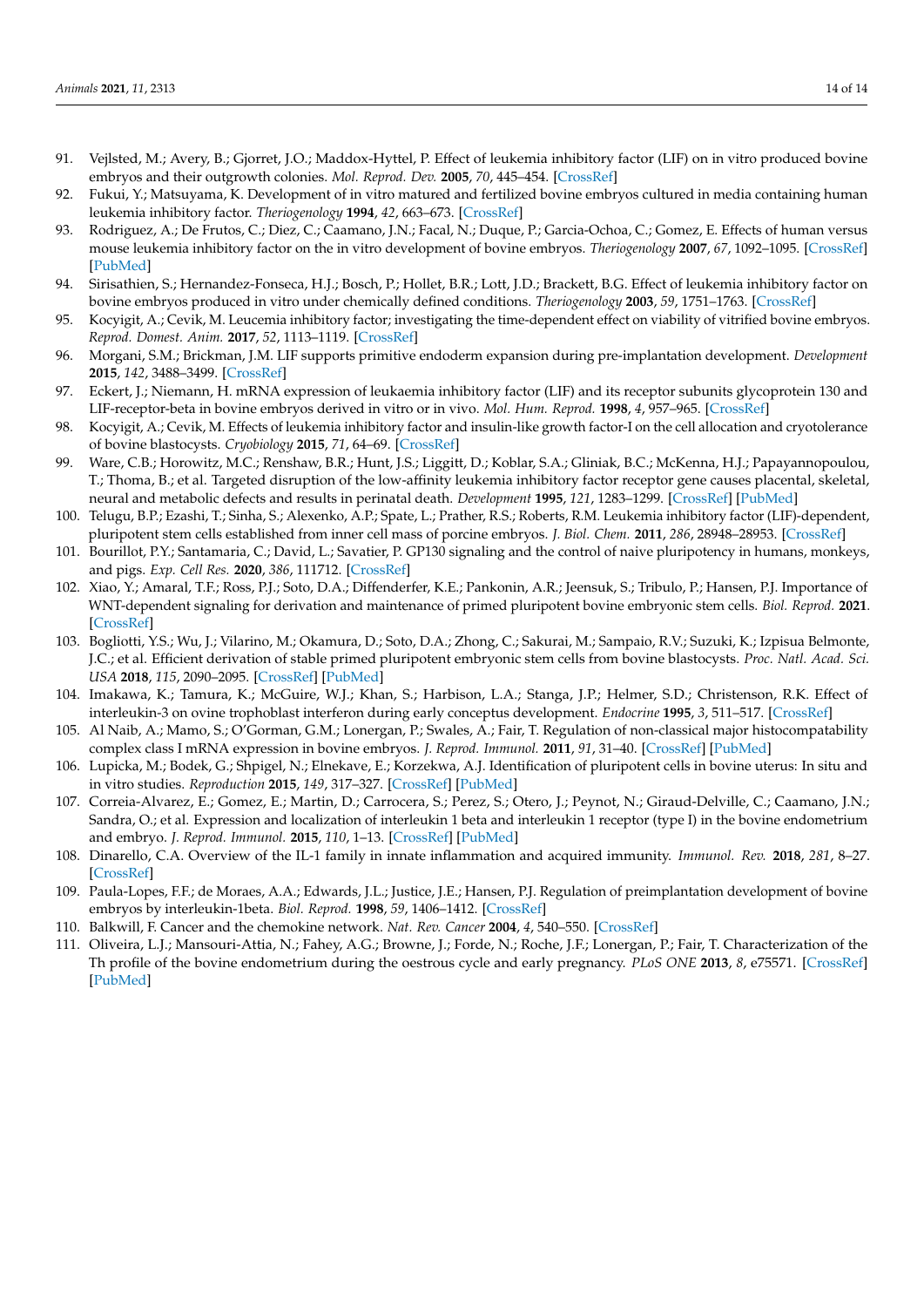91. Vejlsted, M.; Avery, B.; Gjorret, J.O.; Maddox-Hyttel, P. Effect of leukemia inhibitory factor (LIF) on in vitro produced bovine embryos and their outgrowth colonies. *Mol. Reprod. Dev.* **2005**, *70*, 445–454. [CrossRef]
92. Fukui, Y.; Matsuyama, K. Development of in vitro matured and fertilized bovine embryos cultured in media containing human leukemia inhibitory factor. *Theriogenology* **1994**, *42*, 663–673. [CrossRef]
93. Rodriguez, A.; De Frutos, C.; Diez, C.; Caamano, J.N.; Facal, N.; Duque, P.; Garcia-Ochoa, C.; Gomez, E. Effects of human versus mouse leukemia inhibitory factor on the in vitro development of bovine embryos. *Theriogenology* **2007**, *67*, 1092–1095. [CrossRef] [PubMed]
94. Sirisathien, S.; Hernandez-Fonseca, H.J.; Bosch, P.; Hollet, B.R.; Lott, J.D.; Brackett, B.G. Effect of leukemia inhibitory factor on bovine embryos produced in vitro under chemically defined conditions. *Theriogenology* **2003**, *59*, 1751–1763. [CrossRef]
95. Kocyigit, A.; Cevik, M. Leucemia inhibitory factor; investigating the time-dependent effect on viability of vitrified bovine embryos. *Reprod. Domest. Anim.* **2017**, *52*, 1113–1119. [CrossRef]
96. Morgani, S.M.; Brickman, J.M. LIF supports primitive endoderm expansion during pre-implantation development. *Development* **2015**, *142*, 3488–3499. [CrossRef]
97. Eckert, J.; Niemann, H. mRNA expression of leukaemia inhibitory factor (LIF) and its receptor subunits glycoprotein 130 and LIF-receptor-beta in bovine embryos derived in vitro or in vivo. *Mol. Hum. Reprod.* **1998**, *4*, 957–965. [CrossRef]
98. Kocyigit, A.; Cevik, M. Effects of leukemia inhibitory factor and insulin-like growth factor-I on the cell allocation and cryotolerance of bovine blastocysts. *Cryobiology* **2015**, *71*, 64–69. [CrossRef]
99. Ware, C.B.; Horowitz, M.C.; Renshaw, B.R.; Hunt, J.S.; Liggitt, D.; Koblar, S.A.; Gliniak, B.C.; McKenna, H.J.; Papayannopoulou, T.; Thoma, B.; et al. Targeted disruption of the low-affinity leukemia inhibitory factor receptor gene causes placental, skeletal, neural and metabolic defects and results in perinatal death. *Development* **1995**, *121*, 1283–1299. [CrossRef] [PubMed]
100. Telugu, B.P.; Ezashi, T.; Sinha, S.; Alexenko, A.P.; Spate, L.; Prather, R.S.; Roberts, R.M. Leukemia inhibitory factor (LIF)-dependent, pluripotent stem cells established from inner cell mass of porcine embryos. *J. Biol. Chem.* **2011**, *286*, 28948–28953. [CrossRef]
101. Bourillot, P.Y.; Santamaria, C.; David, L.; Savatier, P. GP130 signaling and the control of naive pluripotency in humans, monkeys, and pigs. *Exp. Cell Res.* **2020**, *386*, 111712. [CrossRef]
102. Xiao, Y.; Amaral, T.F.; Ross, P.J.; Soto, D.A.; Diffenderfer, K.E.; Pankonin, A.R.; Jeensuk, S.; Tribulo, P.; Hansen, P.J. Importance of WNT-dependent signaling for derivation and maintenance of primed pluripotent bovine embryonic stem cells. *Biol. Reprod.* **2021**. [CrossRef]
103. Bogliotti, Y.S.; Wu, J.; Vilarino, M.; Okamura, D.; Soto, D.A.; Zhong, C.; Sakurai, M.; Sampaio, R.V.; Suzuki, K.; Izpisua Belmonte, J.C.; et al. Efficient derivation of stable primed pluripotent embryonic stem cells from bovine blastocysts. *Proc. Natl. Acad. Sci. USA* **2018**, *115*, 2090–2095. [CrossRef] [PubMed]
104. Imakawa, K.; Tamura, K.; McGuire, W.J.; Khan, S.; Harbison, L.A.; Stanga, J.P.; Helmer, S.D.; Christenson, R.K. Effect of interleukin-3 on ovine trophoblast interferon during early conceptus development. *Endocrine* **1995**, *3*, 511–517. [CrossRef]
105. Al Naib, A.; Mamo, S.; O'Gorman, G.M.; Lonergan, P.; Swales, A.; Fair, T. Regulation of non-classical major histocompatability complex class I mRNA expression in bovine embryos. *J. Reprod. Immunol.* **2011**, *91*, 31–40. [CrossRef] [PubMed]
106. Lupicka, M.; Bodek, G.; Shpigel, N.; Elnekave, E.; Korzekwa, A.J. Identification of pluripotent cells in bovine uterus: In situ and in vitro studies. *Reproduction* **2015**, *149*, 317–327. [CrossRef] [PubMed]
107. Correia-Alvarez, E.; Gomez, E.; Martin, D.; Carrocera, S.; Perez, S.; Otero, J.; Peynot, N.; Giraud-Delville, C.; Caamano, J.N.; Sandra, O.; et al. Expression and localization of interleukin 1 beta and interleukin 1 receptor (type I) in the bovine endometrium and embryo. *J. Reprod. Immunol.* **2015**, *110*, 1–13. [CrossRef] [PubMed]
108. Dinarello, C.A. Overview of the IL-1 family in innate inflammation and acquired immunity. *Immunol. Rev.* **2018**, *281*, 8–27. [CrossRef]
109. Paula-Lopes, F.F.; de Moraes, A.A.; Edwards, J.L.; Justice, J.E.; Hansen, P.J. Regulation of preimplantation development of bovine embryos by interleukin-1beta. *Biol. Reprod.* **1998**, *59*, 1406–1412. [CrossRef]
110. Balkwill, F. Cancer and the chemokine network. *Nat. Rev. Cancer* **2004**, *4*, 540–550. [CrossRef]
111. Oliveira, L.J.; Mansouri-Attia, N.; Fahey, A.G.; Browne, J.; Forde, N.; Roche, J.F.; Lonergan, P.; Fair, T. Characterization of the Th profile of the bovine endometrium during the oestrous cycle and early pregnancy. *PLoS ONE* **2013**, *8*, e75571. [CrossRef] [PubMed]